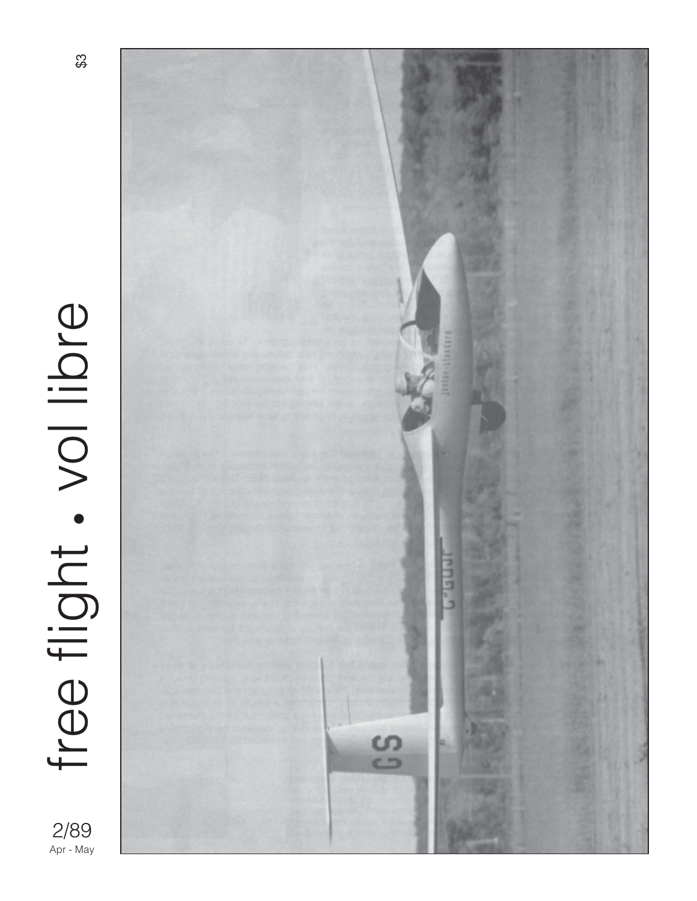# free flight • vol libre

$3

2/89

Apr - May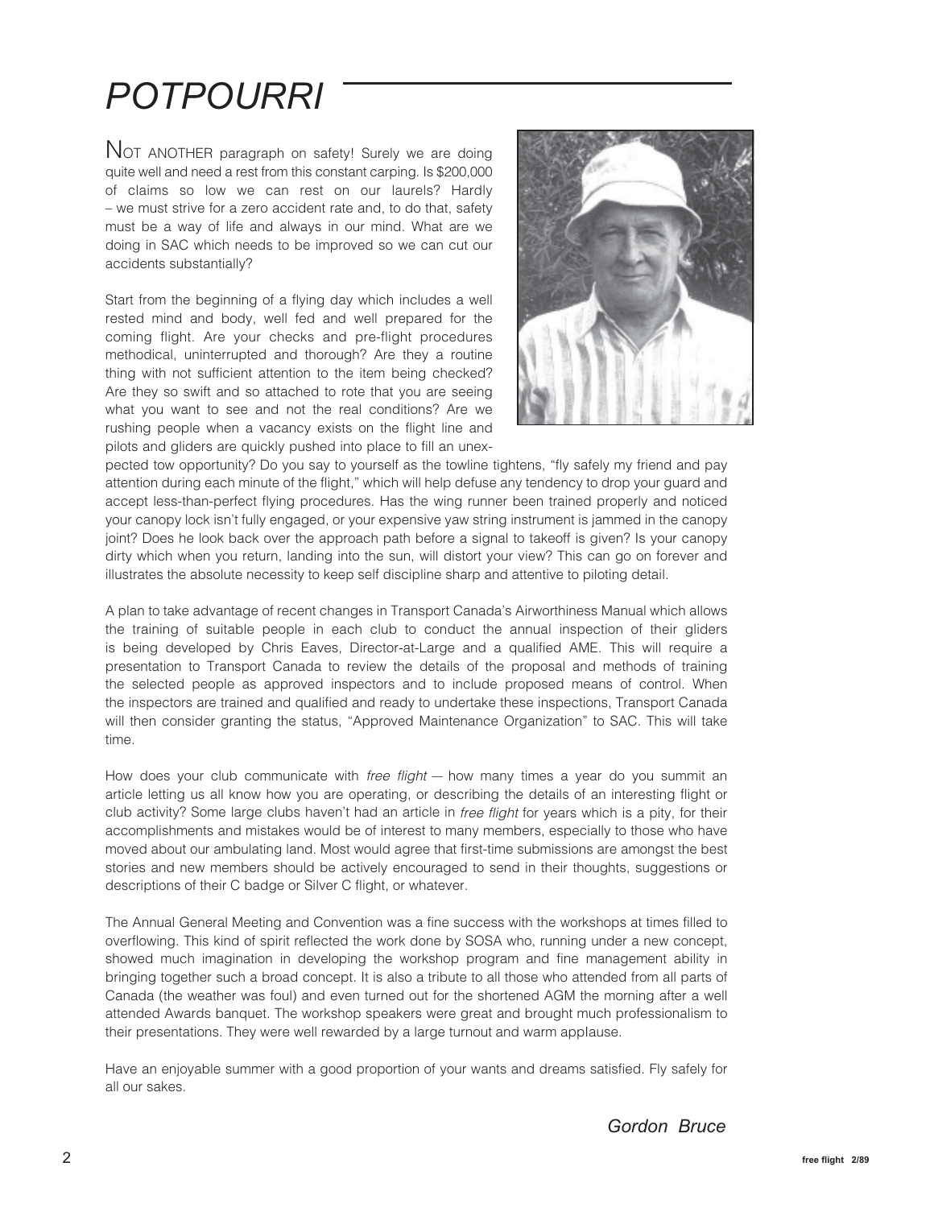# POTPOURRI

NOT ANOTHER paragraph on safety! Surely we are doing quite well and need a rest from this constant carping. Is $200,000 of claims so low we can rest on our laurels? Hardly – we must strive for a zero accident rate and, to do that, safety must be a way of life and always in our mind. What are we doing in SAC which needs to be improved so we can cut our accidents substantially?

Start from the beginning of a flying day which includes a well rested mind and body, well fed and well prepared for the coming flight. Are your checks and pre-flight procedures methodical, uninterrupted and thorough? Are they a routine thing with not sufficient attention to the item being checked? Are they so swift and so attached to rote that you are seeing what you want to see and not the real conditions? Are we rushing people when a vacancy exists on the flight line and pilots and gliders are quickly pushed into place to fill an unexpected tow opportunity? Do you say to yourself as the towline tightens, "fly safely my friend and pay attention during each minute of the flight," which will help defuse any tendency to drop your guard and accept less-than-perfect flying procedures. Has the wing runner been trained properly and noticed your canopy lock isn't fully engaged, or your expensive yaw string instrument is jammed in the canopy joint? Does he look back over the approach path before a signal to takeoff is given? Is your canopy dirty which when you return, landing into the sun, will distort your view? This can go on forever and illustrates the absolute necessity to keep self discipline sharp and attentive to piloting detail.

A plan to take advantage of recent changes in Transport Canada's Airworthiness Manual which allows the training of suitable people in each club to conduct the annual inspection of their gliders is being developed by Chris Eaves, Director-at-Large and a qualified AME. This will require a presentation to Transport Canada to review the details of the proposal and methods of training the selected people as approved inspectors and to include proposed means of control. When the inspectors are trained and qualified and ready to undertake these inspections, Transport Canada will then consider granting the status, "Approved Maintenance Organization" to SAC. This will take time.

How does your club communicate with *free flight* — how many times a year do you summit an article letting us all know how you are operating, or describing the details of an interesting flight or club activity? Some large clubs haven't had an article in *free flight* for years which is a pity, for their accomplishments and mistakes would be of interest to many members, especially to those who have moved about our ambulating land. Most would agree that first-time submissions are amongst the best stories and new members should be actively encouraged to send in their thoughts, suggestions or descriptions of their C badge or Silver C flight, or whatever.

The Annual General Meeting and Convention was a fine success with the workshops at times filled to overflowing. This kind of spirit reflected the work done by SOSA who, running under a new concept, showed much imagination in developing the workshop program and fine management ability in bringing together such a broad concept. It is also a tribute to all those who attended from all parts of Canada (the weather was foul) and even turned out for the shortened AGM the morning after a well attended Awards banquet. The workshop speakers were great and brought much professionalism to their presentations. They were well rewarded by a large turnout and warm applause.

Have an enjoyable summer with a good proportion of your wants and dreams satisfied. Fly safely for all our sakes.

*Gordon Bruce*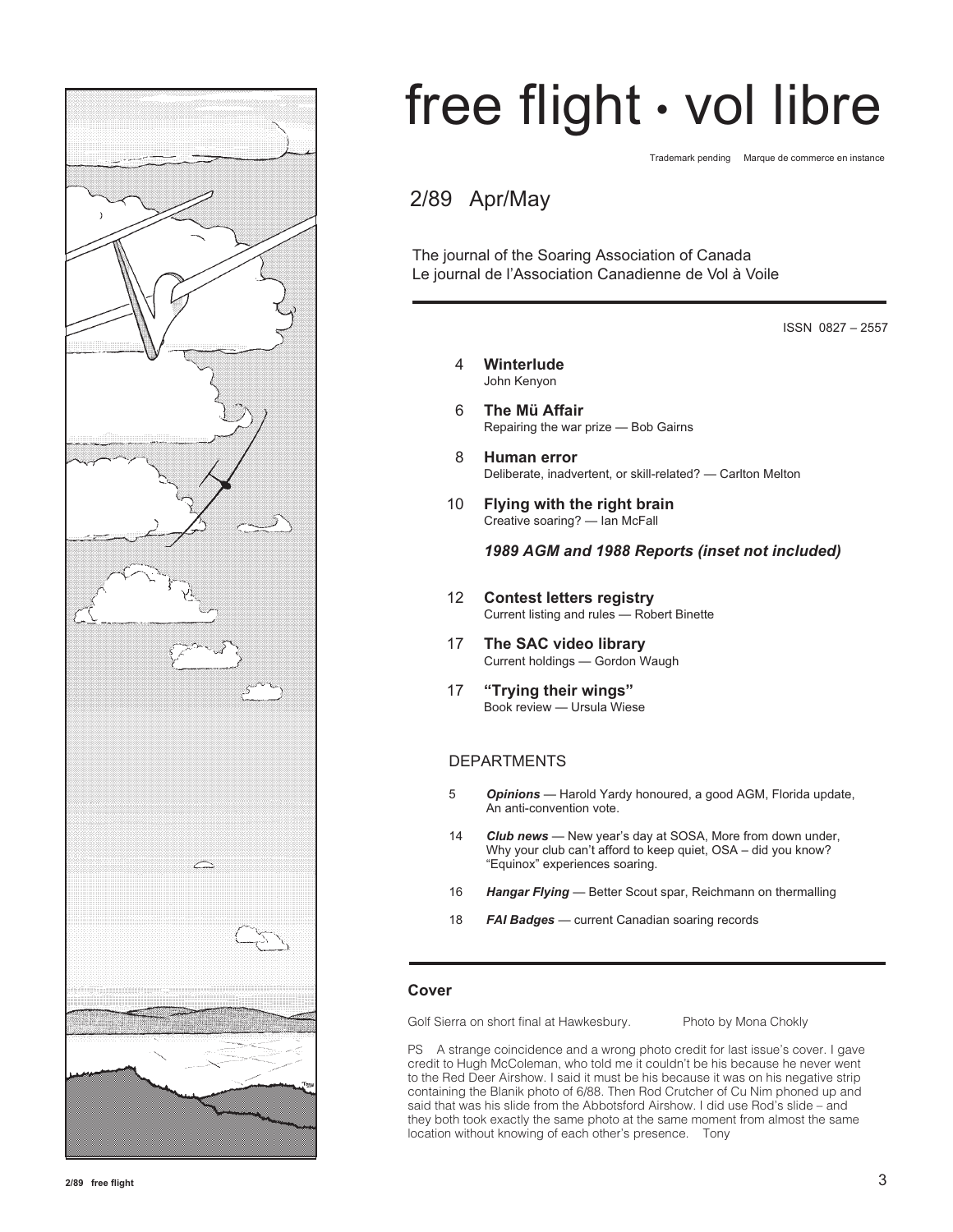# free flight • vol libre

Trademark pending Marque de commerce en instance

## 2/89 Apr/May

The journal of the Soaring Association of Canada
Le journal de l'Association Canadienne de Vol à Voile

ISSN 0827 – 2557

4 **Winterlude**
John Kenyon

6 **The Mü Affair**
Repairing the war prize — Bob Gairns

8 **Human error**
Deliberate, inadvertent, or skill-related? — Carlton Melton

10 **Flying with the right brain**
Creative soaring? — Ian McFall

***1989 AGM and 1988 Reports (inset not included)***

12 **Contest letters registry**
Current listing and rules — Robert Binette

17 **The SAC video library**
Current holdings — Gordon Waugh

17 **"Trying their wings"**
Book review — Ursula Wiese

### DEPARTMENTS

5 ***Opinions*** — Harold Yardy honoured, a good AGM, Florida update, An anti-convention vote.

14 ***Club news*** — New year's day at SOSA, More from down under, Why your club can't afford to keep quiet, OSA – did you know? "Equinox" experiences soaring.

16 ***Hangar Flying*** — Better Scout spar, Reichmann on thermalling

18 ***FAI Badges*** — current Canadian soaring records

### Cover

Golf Sierra on short final at Hawkesbury. Photo by Mona Chokly

PS A strange coincidence and a wrong photo credit for last issue's cover. I gave credit to Hugh McColeman, who told me it couldn't be his because he never went to the Red Deer Airshow. I said it must be his because it was on his negative strip containing the Blanik photo of 6/88. Then Rod Crutcher of Cu Nim phoned up and said that was his slide from the Abbotsford Airshow. I did use Rod's slide – and they both took exactly the same photo at the same moment from almost the same location without knowing of each other's presence. Tony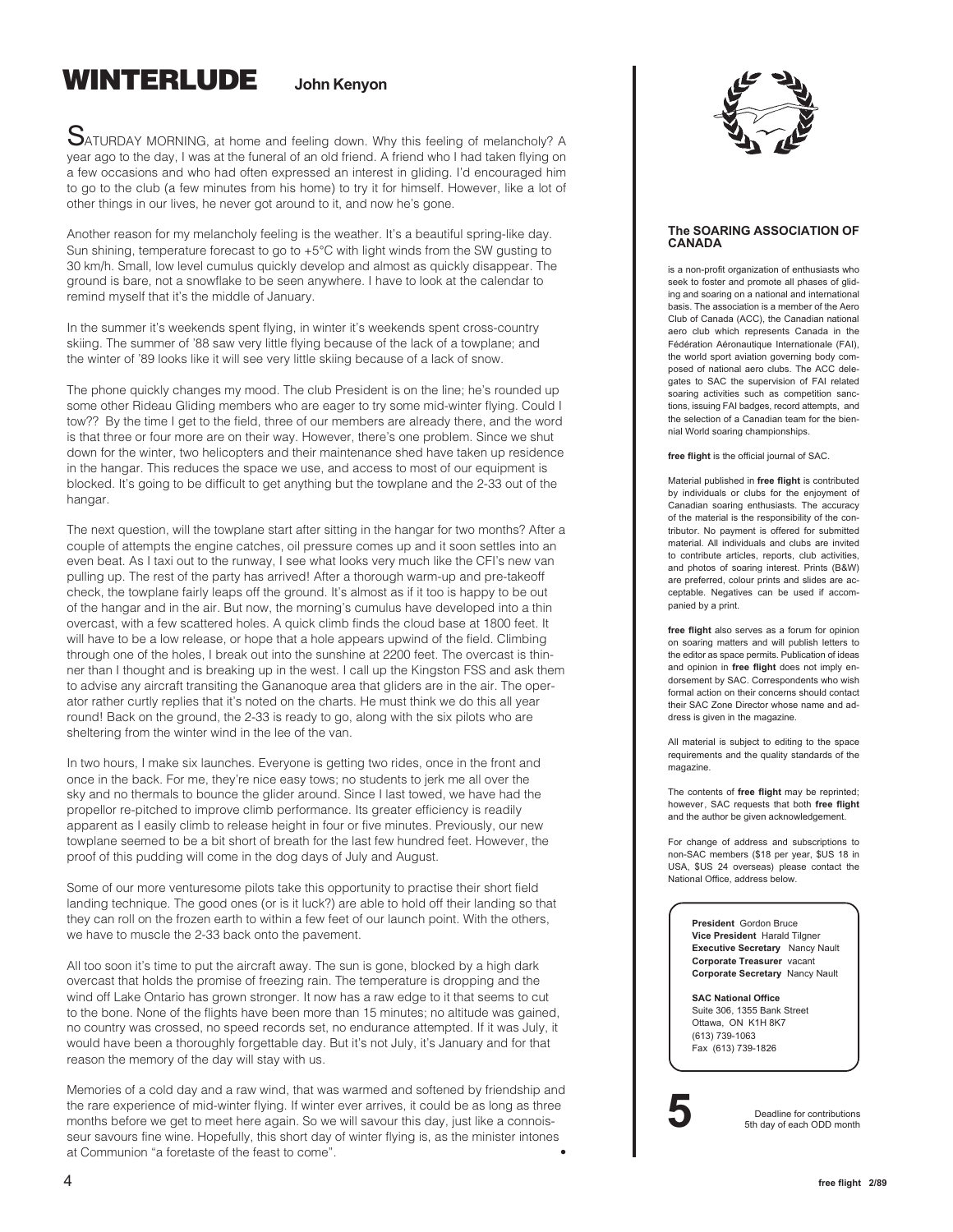# WINTERLUDE

**John Kenyon**

SATURDAY MORNING, at home and feeling down. Why this feeling of melancholy? A year ago to the day, I was at the funeral of an old friend. A friend who I had taken flying on a few occasions and who had often expressed an interest in gliding. I'd encouraged him to go to the club (a few minutes from his home) to try it for himself. However, like a lot of other things in our lives, he never got around to it, and now he's gone.

Another reason for my melancholy feeling is the weather. It's a beautiful spring-like day. Sun shining, temperature forecast to go to +5°C with light winds from the SW gusting to 30 km/h. Small, low level cumulus quickly develop and almost as quickly disappear. The ground is bare, not a snowflake to be seen anywhere. I have to look at the calendar to remind myself that it's the middle of January.

In the summer it's weekends spent flying, in winter it's weekends spent cross-country skiing. The summer of '88 saw very little flying because of the lack of a towplane; and the winter of '89 looks like it will see very little skiing because of a lack of snow.

The phone quickly changes my mood. The club President is on the line; he's rounded up some other Rideau Gliding members who are eager to try some mid-winter flying. Could I tow?? By the time I get to the field, three of our members are already there, and the word is that three or four more are on their way. However, there's one problem. Since we shut down for the winter, two helicopters and their maintenance shed have taken up residence in the hangar. This reduces the space we use, and access to most of our equipment is blocked. It's going to be difficult to get anything but the towplane and the 2-33 out of the hangar.

The next question, will the towplane start after sitting in the hangar for two months? After a couple of attempts the engine catches, oil pressure comes up and it soon settles into an even beat. As I taxi out to the runway, I see what looks very much like the CFI's new van pulling up. The rest of the party has arrived! After a thorough warm-up and pre-takeoff check, the towplane fairly leaps off the ground. It's almost as if it too is happy to be out of the hangar and in the air. But now, the morning's cumulus have developed into a thin overcast, with a few scattered holes. A quick climb finds the cloud base at 1800 feet. It will have to be a low release, or hope that a hole appears upwind of the field. Climbing through one of the holes, I break out into the sunshine at 2200 feet. The overcast is thinner than I thought and is breaking up in the west. I call up the Kingston FSS and ask them to advise any aircraft transiting the Gananoque area that gliders are in the air. The operator rather curtly replies that it's noted on the charts. He must think we do this all year round! Back on the ground, the 2-33 is ready to go, along with the six pilots who are sheltering from the winter wind in the lee of the van.

In two hours, I make six launches. Everyone is getting two rides, once in the front and once in the back. For me, they're nice easy tows; no students to jerk me all over the sky and no thermals to bounce the glider around. Since I last towed, we have had the propellor re-pitched to improve climb performance. Its greater efficiency is readily apparent as I easily climb to release height in four or five minutes. Previously, our new towplane seemed to be a bit short of breath for the last few hundred feet. However, the proof of this pudding will come in the dog days of July and August.

Some of our more venturesome pilots take this opportunity to practise their short field landing technique. The good ones (or is it luck?) are able to hold off their landing so that they can roll on the frozen earth to within a few feet of our launch point. With the others, we have to muscle the 2-33 back onto the pavement.

All too soon it's time to put the aircraft away. The sun is gone, blocked by a high dark overcast that holds the promise of freezing rain. The temperature is dropping and the wind off Lake Ontario has grown stronger. It now has a raw edge to it that seems to cut to the bone. None of the flights have been more than 15 minutes; no altitude was gained, no country was crossed, no speed records set, no endurance attempted. If it was July, it would have been a thoroughly forgettable day. But it's not July, it's January and for that reason the memory of the day will stay with us.

Memories of a cold day and a raw wind, that was warmed and softened by friendship and the rare experience of mid-winter flying. If winter ever arrives, it could be as long as three months before we get to meet here again. So we will savour this day, just like a connoisseur savours fine wine. Hopefully, this short day of winter flying is, as the minister intones at Communion "a foretaste of the feast to come". •

---

### The SOARING ASSOCIATION OF CANADA

is a non-profit organization of enthusiasts who seek to foster and promote all phases of gliding and soaring on a national and international basis. The association is a member of the Aero Club of Canada (ACC), the Canadian national aero club which represents Canada in the Fédération Aéronautique Internationale (FAI), the world sport aviation governing body composed of national aero clubs. The ACC delegates to SAC the supervision of FAI related soaring activities such as competition sanctions, issuing FAI badges, record attempts, and the selection of a Canadian team for the biennial World soaring championships.

**free flight** is the official journal of SAC.

Material published in **free flight** is contributed by individuals or clubs for the enjoyment of Canadian soaring enthusiasts. The accuracy of the material is the responsibility of the contributor. No payment is offered for submitted material. All individuals and clubs are invited to contribute articles, reports, club activities, and photos of soaring interest. Prints (B&W) are preferred, colour prints and slides are acceptable. Negatives can be used if accompanied by a print.

**free flight** also serves as a forum for opinion on soaring matters and will publish letters to the editor as space permits. Publication of ideas and opinion in **free flight** does not imply endorsement by SAC. Correspondents who wish formal action on their concerns should contact their SAC Zone Director whose name and address is given in the magazine.

All material is subject to editing to the space requirements and the quality standards of the magazine.

The contents of **free flight** may be reprinted; however, SAC requests that both **free flight** and the author be given acknowledgement.

For change of address and subscriptions to non-SAC members ($18 per year, $US 18 in USA, $US 24 overseas) please contact the National Office, address below.

**President** Gordon Bruce
**Vice President** Harald Tilgner
**Executive Secretary** Nancy Nault
**Corporate Treasurer** vacant
**Corporate Secretary** Nancy Nault

**SAC National Office**
Suite 306, 1355 Bank Street
Ottawa, ON K1H 8K7
(613) 739-1063
Fax (613) 739-1826

**5** Deadline for contributions 5th day of each ODD month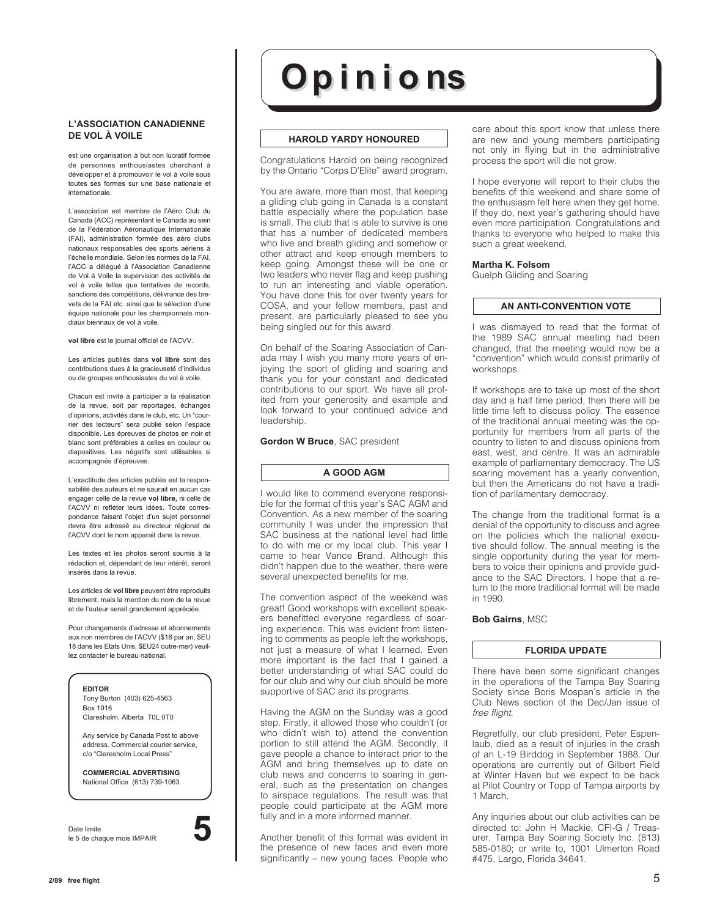**L'ASSOCIATION CANADIENNE DE VOL À VOILE**

est une organisation à but non lucratif formée de personnes enthousiastes cherchant à développer et à promouvoir le vol à voile sous toutes ses formes sur une base nationale et internationale.

L'association est membre de l'Aéro Club du Canada (ACC) représentant le Canada au sein de la Fédération Aéronautique Internationale (FAI), administration formée des aéro clubs nationaux responsables des sports aériens à l'échelle mondiale. Selon les normes de la FAI, l'ACC a délégué à l'Association Canadienne de Vol à Voile la supervision des activités de vol à voile telles que tentatives de records, sanctions des compétitions, délivrance des brevets de la FAI etc. ainsi que la sélection d'une équipe nationale pour les championnats mondiaux biennaux de vol à voile.

**vol libre** est le journal officiel de l'ACVV.

Les articles publiés dans **vol libre** sont des contributions dues à la gracieuseté d'individus ou de groupes enthousiastes du vol à voile.

Chacun est invité à participer à la réalisation de la revue, soit par reportages, échanges d'opinions, activités dans le club, etc. Un "courrier des lecteurs" sera publié selon l'espace disponible. Les épreuves de photos en noir et blanc sont préférables à celles en couleur ou diapositives. Les négatifs sont utilisables si accompagnés d'épreuves.

L'exactitude des articles publiés est la responsabilité des auteurs et ne saurait en aucun cas engager celle de la revue **vol libre,** ni celle de l'ACVV ni refléter leurs idées. Toute correspondance faisant l'objet d'un sujet personnel devra être adressé au directeur régional de l'ACVV dont le nom apparait dans la revue.

Les textes et les photos seront soumis à la rédaction et, dépendant de leur intérêt, seront insérés dans la revue.

Les articles de **vol libre** peuvent être reproduits librement, mais la mention du nom de la revue et de l'auteur serait grandement appréciée.

Pour changements d'adresse et abonnements aux non membres de l'ACVV ($18 par an, $EU 18 dans les Etats Unis, $EU24 outre-mer) veuillez contacter le bureau national.

**EDITOR**
Tony Burton (403) 625-4563
Box 1916
Claresholm, Alberta T0L 0T0

Any service by Canada Post to above address. Commercial courier service, c/o "Claresholm Local Press"

**COMMERCIAL ADVERTISING**
National Office (613) 739-1063

Date limite
le 5 de chaque mois IMPAIR

**5**

# Opinions

## HAROLD YARDY HONOURED

Congratulations Harold on being recognized by the Ontario "Corps D'Elite" award program.

You are aware, more than most, that keeping a gliding club going in Canada is a constant battle especially where the population base is small. The club that is able to survive is one that has a number of dedicated members who live and breath gliding and somehow or other attract and keep enough members to keep going. Amongst these will be one or two leaders who never flag and keep pushing to run an interesting and viable operation. You have done this for over twenty years for COSA, and your fellow members, past and present, are particularly pleased to see you being singled out for this award.

On behalf of the Soaring Association of Canada may I wish you many more years of enjoying the sport of gliding and soaring and thank you for your constant and dedicated contributions to our sport. We have all profited from your generosity and example and look forward to your continued advice and leadership.

**Gordon W Bruce**, SAC president

## A GOOD AGM

I would like to commend everyone responsible for the format of this year's SAC AGM and Convention. As a new member of the soaring community I was under the impression that SAC business at the national level had little to do with me or my local club. This year I came to hear Vance Brand. Although this didn't happen due to the weather, there were several unexpected benefits for me.

The convention aspect of the weekend was great! Good workshops with excellent speakers benefitted everyone regardless of soaring experience. This was evident from listening to comments as people left the workshops, not just a measure of what I learned. Even more important is the fact that I gained a better understanding of what SAC could do for our club and why our club should be more supportive of SAC and its programs.

Having the AGM on the Sunday was a good step. Firstly, it allowed those who couldn't (or who didn't wish to) attend the convention portion to still attend the AGM. Secondly, it gave people a chance to interact prior to the AGM and bring themselves up to date on club news and concerns to soaring in general, such as the presentation on changes to airspace regulations. The result was that people could participate at the AGM more fully and in a more informed manner.

Another benefit of this format was evident in the presence of new faces and even more significantly – new young faces. People who care about this sport know that unless there are new and young members participating not only in flying but in the administrative process the sport will die not grow.

I hope everyone will report to their clubs the benefits of this weekend and share some of the enthusiasm felt here when they get home. If they do, next year's gathering should have even more participation. Congratulations and thanks to everyone who helped to make this such a great weekend.

**Martha K. Folsom**
Guelph Gliding and Soaring

## AN ANTI-CONVENTION VOTE

I was dismayed to read that the format of the 1989 SAC annual meeting had been changed, that the meeting would now be a "convention" which would consist primarily of workshops.

If workshops are to take up most of the short day and a half time period, then there will be little time left to discuss policy. The essence of the traditional annual meeting was the opportunity for members from all parts of the country to listen to and discuss opinions from east, west, and centre. It was an admirable example of parliamentary democracy. The US soaring movement has a yearly convention, but then the Americans do not have a tradition of parliamentary democracy.

The change from the traditional format is a denial of the opportunity to discuss and agree on the policies which the national executive should follow. The annual meeting is the single opportunity during the year for members to voice their opinions and provide guidance to the SAC Directors. I hope that a return to the more traditional format will be made in 1990.

**Bob Gairns**, MSC

## FLORIDA UPDATE

There have been some significant changes in the operations of the Tampa Bay Soaring Society since Boris Mospan's article in the Club News section of the Dec/Jan issue of *free flight*.

Regretfully, our club president, Peter Espenlaub, died as a result of injuries in the crash of an L-19 Birddog in September 1988. Our operations are currently out of Gilbert Field at Winter Haven but we expect to be back at Pilot Country or Topp of Tampa airports by 1 March.

Any inquiries about our club activities can be directed to: John H Mackie, CFI-G / Treasurer, Tampa Bay Soaring Society Inc. (813) 585-0180; or write to, 1001 Ulmerton Road #475, Largo, Florida 34641.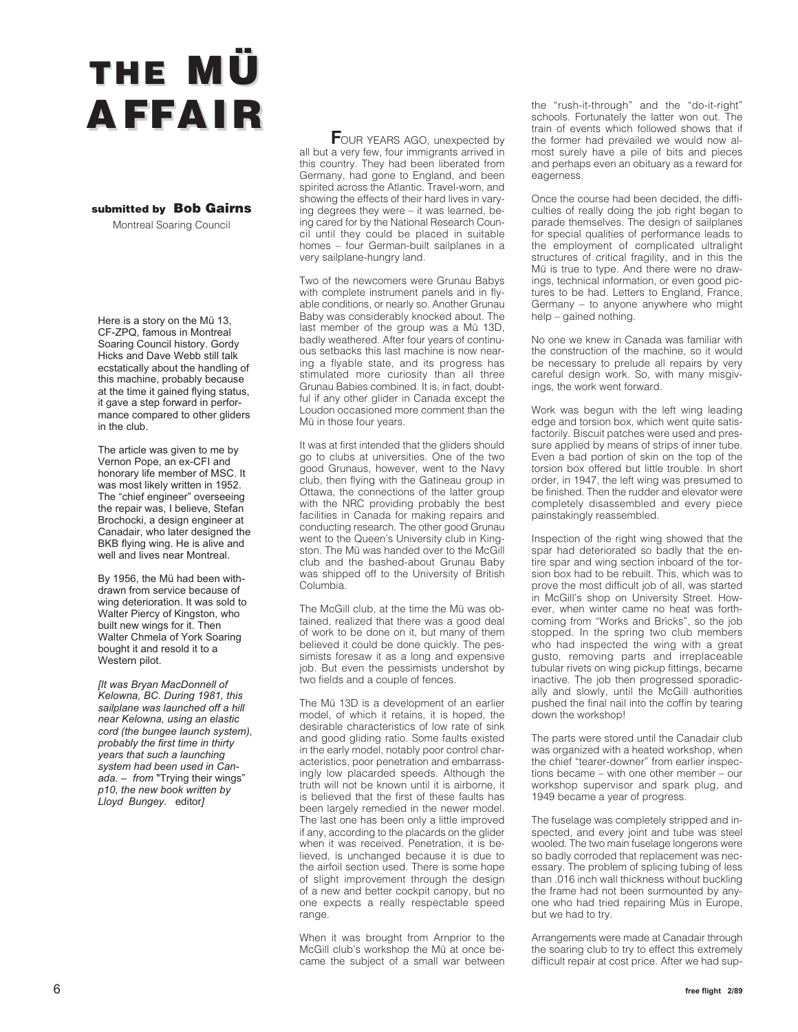# THE MÜ AFFAIR

**submitted by Bob Gairns**
Montreal Soaring Council

Here is a story on the Mü 13, CF-ZPQ, famous in Montreal Soaring Council history. Gordy Hicks and Dave Webb still talk ecstatically about the handling of this machine, probably because at the time it gained flying status, it gave a step forward in performance compared to other gliders in the club.

The article was given to me by Vernon Pope, an ex-CFI and honorary life member of MSC. It was most likely written in 1952. The "chief engineer" overseeing the repair was, I believe, Stefan Brochocki, a design engineer at Canadair, who later designed the BKB flying wing. He is alive and well and lives near Montreal.

By 1956, the Mü had been withdrawn from service because of wing deterioration. It was sold to Walter Piercy of Kingston, who built new wings for it. Then Walter Chmela of York Soaring bought it and resold it to a Western pilot.

*[It was Bryan MacDonnell of Kelowna, BC. During 1981, this sailplane was launched off a hill near Kelowna, using an elastic cord (the bungee launch system), probably the first time in thirty years that such a launching system had been used in Canada. – from* "Trying their wings" *p10, the new book written by Lloyd Bungey.* editor*]*

**F**OUR YEARS AGO, unexpected by all but a very few, four immigrants arrived in this country. They had been liberated from Germany, had gone to England, and been spirited across the Atlantic. Travel-worn, and showing the effects of their hard lives in varying degrees they were – it was learned, being cared for by the National Research Council until they could be placed in suitable homes – four German-built sailplanes in a very sailplane-hungry land.

Two of the newcomers were Grunau Babys with complete instrument panels and in flyable conditions, or nearly so. Another Grunau Baby was considerably knocked about. The last member of the group was a Mü 13D, badly weathered. After four years of continuous setbacks this last machine is now nearing a flyable state, and its progress has stimulated more curiosity than all three Grunau Babies combined. It is, in fact, doubtful if any other glider in Canada except the Loudon occasioned more comment than the Mü in those four years.

It was at first intended that the gliders should go to clubs at universities. One of the two good Grunaus, however, went to the Navy club, then flying with the Gatineau group in Ottawa, the connections of the latter group with the NRC providing probably the best facilities in Canada for making repairs and conducting research. The other good Grunau went to the Queen's University club in Kingston. The Mü was handed over to the McGill club and the bashed-about Grunau Baby was shipped off to the University of British Columbia.

The McGill club, at the time the Mü was obtained, realized that there was a good deal of work to be done on it, but many of them believed it could be done quickly. The pessimists foresaw it as a long and expensive job. But even the pessimists undershot by two fields and a couple of fences.

The Mü 13D is a development of an earlier model, of which it retains, it is hoped, the desirable characteristics of low rate of sink and good gliding ratio. Some faults existed in the early model, notably poor control characteristics, poor penetration and embarrassingly low placarded speeds. Although the truth will not be known until it is airborne, it is believed that the first of these faults has been largely remedied in the newer model. The last one has been only a little improved if any, according to the placards on the glider when it was received. Penetration, it is believed, is unchanged because it is due to the airfoil section used. There is some hope of slight improvement through the design of a new and better cockpit canopy, but no one expects a really respectable speed range.

When it was brought from Arnprior to the McGill club's workshop the Mü at once became the subject of a small war between the "rush-it-through" and the "do-it-right" schools. Fortunately the latter won out. The train of events which followed shows that if the former had prevailed we would now almost surely have a pile of bits and pieces and perhaps even an obituary as a reward for eagerness.

Once the course had been decided, the difficulties of really doing the job right began to parade themselves. The design of sailplanes for special qualities of performance leads to the employment of complicated ultralight structures of critical fragility, and in this the Mü is true to type. And there were no drawings, technical information, or even good pictures to be had. Letters to England, France, Germany – to anyone anywhere who might help – gained nothing.

No one we knew in Canada was familiar with the construction of the machine, so it would be necessary to prelude all repairs by very careful design work. So, with many misgivings, the work went forward.

Work was begun with the left wing leading edge and torsion box, which went quite satisfactorily. Biscuit patches were used and pressure applied by means of strips of inner tube. Even a bad portion of skin on the top of the torsion box offered but little trouble. In short order, in 1947, the left wing was presumed to be finished. Then the rudder and elevator were completely disassembled and every piece painstakingly reassembled.

Inspection of the right wing showed that the spar had deteriorated so badly that the entire spar and wing section inboard of the torsion box had to be rebuilt. This, which was to prove the most difficult job of all, was started in McGill's shop on University Street. However, when winter came no heat was forthcoming from "Works and Bricks", so the job stopped. In the spring two club members who had inspected the wing with a great gusto, removing parts and irreplaceable tubular rivets on wing pickup fittings, became inactive. The job then progressed sporadically and slowly, until the McGill authorities pushed the final nail into the coffin by tearing down the workshop!

The parts were stored until the Canadair club was organized with a heated workshop, when the chief "tearer-downer" from earlier inspections became – with one other member – our workshop supervisor and spark plug, and 1949 became a year of progress.

The fuselage was completely stripped and inspected, and every joint and tube was steel wooled. The two main fuselage longerons were so badly corroded that replacement was necessary. The problem of splicing tubing of less than .016 inch wall thickness without buckling the frame had not been surmounted by anyone who had tried repairing Müs in Europe, but we had to try.

Arrangements were made at Canadair through the soaring club to try to effect this extremely difficult repair at cost price. After we had sup-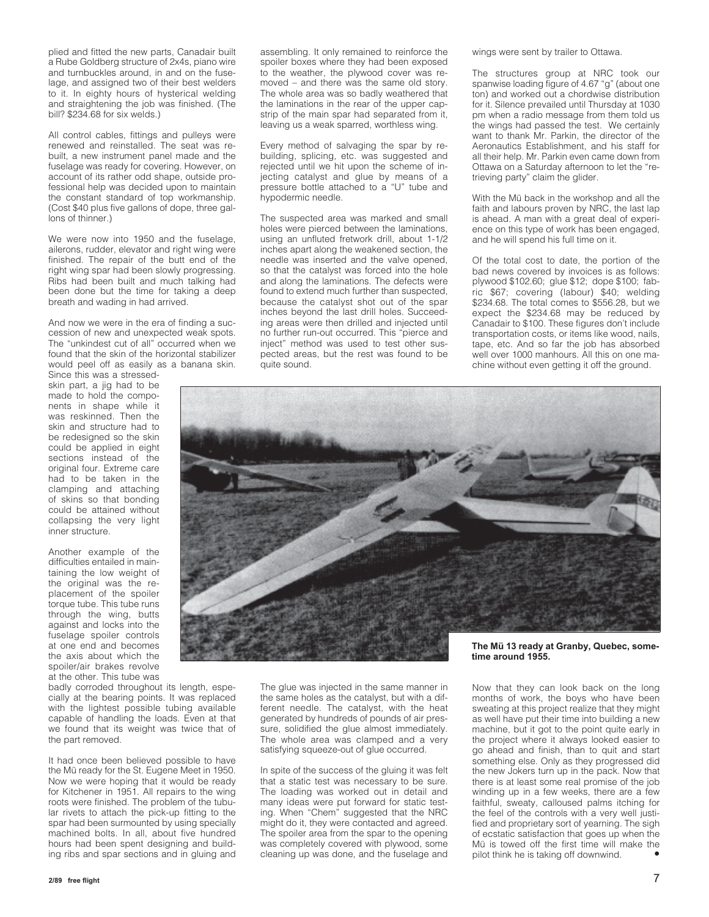plied and fitted the new parts, Canadair built a Rube Goldberg structure of 2x4s, piano wire and turnbuckles around, in and on the fuselage, and assigned two of their best welders to it. In eighty hours of hysterical welding and straightening the job was finished. (The bill? $234.68 for six welds.)

All control cables, fittings and pulleys were renewed and reinstalled. The seat was rebuilt, a new instrument panel made and the fuselage was ready for covering. However, on account of its rather odd shape, outside professional help was decided upon to maintain the constant standard of top workmanship. (Cost $40 plus five gallons of dope, three gallons of thinner.)

We were now into 1950 and the fuselage, ailerons, rudder, elevator and right wing were finished. The repair of the butt end of the right wing spar had been slowly progressing. Ribs had been built and much talking had been done but the time for taking a deep breath and wading in had arrived.

And now we were in the era of finding a succession of new and unexpected weak spots. The "unkindest cut of all" occurred when we found that the skin of the horizontal stabilizer would peel off as easily as a banana skin. Since this was a stressed-skin part, a jig had to be made to hold the components in shape while it was reskinned. Then the skin and structure had to be redesigned so the skin could be applied in eight sections instead of the original four. Extreme care had to be taken in the clamping and attaching of skins so that bonding could be attained without collapsing the very light inner structure.

Another example of the difficulties entailed in maintaining the low weight of the original was the replacement of the spoiler torque tube. This tube runs through the wing, butts against and locks into the fuselage spoiler controls at one end and becomes the axis about which the spoiler/air brakes revolve at the other. This tube was badly corroded throughout its length, especially at the bearing points. It was replaced with the lightest possible tubing available capable of handling the loads. Even at that we found that its weight was twice that of the part removed.

It had once been believed possible to have the Mü ready for the St. Eugene Meet in 1950. Now we were hoping that it would be ready for Kitchener in 1951. All repairs to the wing roots were finished. The problem of the tubular rivets to attach the pick-up fitting to the spar had been surmounted by using specially machined bolts. In all, about five hundred hours had been spent designing and building ribs and spar sections and in gluing and assembling. It only remained to reinforce the spoiler boxes where they had been exposed to the weather, the plywood cover was removed – and there was the same old story. The whole area was so badly weathered that the laminations in the rear of the upper capstrip of the main spar had separated from it, leaving us a weak sparred, worthless wing.

Every method of salvaging the spar by rebuilding, splicing, etc. was suggested and rejected until we hit upon the scheme of injecting catalyst and glue by means of a pressure bottle attached to a "U" tube and hypodermic needle.

The suspected area was marked and small holes were pierced between the laminations, using an unfluted fretwork drill, about 1-1/2 inches apart along the weakened section, the needle was inserted and the valve opened, so that the catalyst was forced into the hole and along the laminations. The defects were found to extend much further than suspected, because the catalyst shot out of the spar inches beyond the last drill holes. Succeeding areas were then drilled and injected until no further run-out occurred. This "pierce and inject" method was used to test other suspected areas, but the rest was found to be quite sound.

The glue was injected in the same manner in the same holes as the catalyst, but with a different needle. The catalyst, with the heat generated by hundreds of pounds of air pressure, solidified the glue almost immediately. The whole area was clamped and a very satisfying squeeze-out of glue occurred.

In spite of the success of the gluing it was felt that a static test was necessary to be sure. The loading was worked out in detail and many ideas were put forward for static testing. When "Chem" suggested that the NRC might do it, they were contacted and agreed. The spoiler area from the spar to the opening was completely covered with plywood, some cleaning up was done, and the fuselage and wings were sent by trailer to Ottawa.

The structures group at NRC took our spanwise loading figure of 4.67 "g" (about one ton) and worked out a chordwise distribution for it. Silence prevailed until Thursday at 1030 pm when a radio message from them told us the wings had passed the test. We certainly want to thank Mr. Parkin, the director of the Aeronautics Establishment, and his staff for all their help. Mr. Parkin even came down from Ottawa on a Saturday afternoon to let the "retrieving party" claim the glider.

With the Mü back in the workshop and all the faith and labours proven by NRC, the last lap is ahead. A man with a great deal of experience on this type of work has been engaged, and he will spend his full time on it.

Of the total cost to date, the portion of the bad news covered by invoices is as follows: plywood $102.60; glue $12; dope $100; fabric $67; covering (labour) $40; welding $234.68. The total comes to $556.28, but we expect the $234.68 may be reduced by Canadair to $100. These figures don't include transportation costs, or items like wood, nails, tape, etc. And so far the job has absorbed well over 1000 manhours. All this on one machine without even getting it off the ground.

**The Mü 13 ready at Granby, Quebec, sometime around 1955.**

Now that they can look back on the long months of work, the boys who have been sweating at this project realize that they might as well have put their time into building a new machine, but it got to the point quite early in the project where it always looked easier to go ahead and finish, than to quit and start something else. Only as they progressed did the new Jokers turn up in the pack. Now that there is at least some real promise of the job winding up in a few weeks, there are a few faithful, sweaty, calloused palms itching for the feel of the controls with a very well justified and proprietary sort of yearning. The sigh of ecstatic satisfaction that goes up when the Mü is towed off the first time will make the pilot think he is taking off downwind. •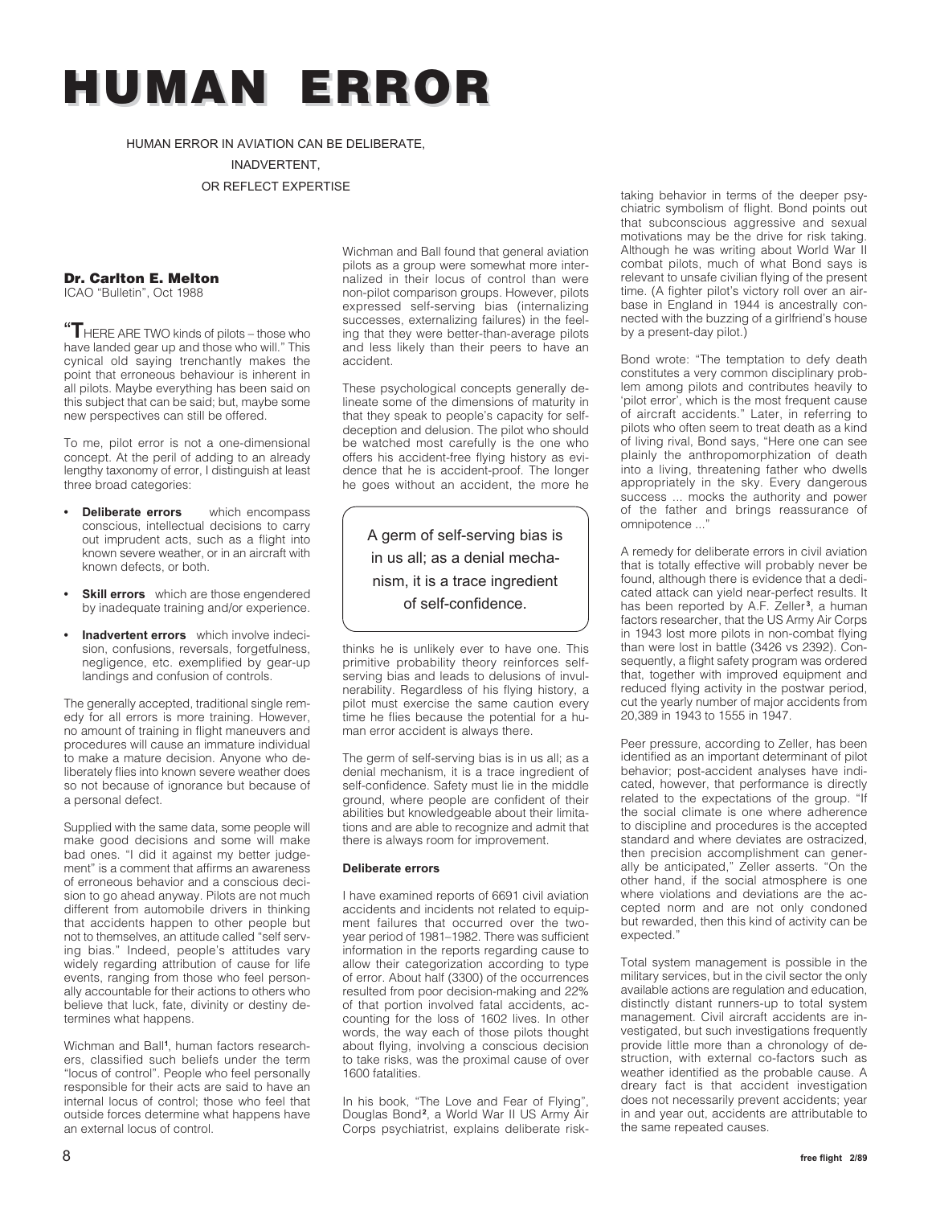# HUMAN ERROR

HUMAN ERROR IN AVIATION CAN BE DELIBERATE,
INADVERTENT,
OR REFLECT EXPERTISE

**Dr. Carlton E. Melton**
ICAO "Bulletin", Oct 1988

"THERE ARE TWO kinds of pilots – those who have landed gear up and those who will." This cynical old saying trenchantly makes the point that erroneous behaviour is inherent in all pilots. Maybe everything has been said on this subject that can be said; but, maybe some new perspectives can still be offered.

To me, pilot error is not a one-dimensional concept. At the peril of adding to an already lengthy taxonomy of error, I distinguish at least three broad categories:

- **Deliberate errors** which encompass conscious, intellectual decisions to carry out imprudent acts, such as a flight into known severe weather, or in an aircraft with known defects, or both.
- **Skill errors** which are those engendered by inadequate training and/or experience.
- **Inadvertent errors** which involve indecision, confusions, reversals, forgetfulness, negligence, etc. exemplified by gear-up landings and confusion of controls.

The generally accepted, traditional single remedy for all errors is more training. However, no amount of training in flight maneuvers and procedures will cause an immature individual to make a mature decision. Anyone who deliberately flies into known severe weather does so not because of ignorance but because of a personal defect.

Supplied with the same data, some people will make good decisions and some will make bad ones. "I did it against my better judgement" is a comment that affirms an awareness of erroneous behavior and a conscious decision to go ahead anyway. Pilots are not much different from automobile drivers in thinking that accidents happen to other people but not to themselves, an attitude called "self serving bias." Indeed, people's attitudes vary widely regarding attribution of cause for life events, ranging from those who feel personally accountable for their actions to others who believe that luck, fate, divinity or destiny determines what happens.

Wichman and Ball[1], human factors researchers, classified such beliefs under the term "locus of control". People who feel personally responsible for their acts are said to have an internal locus of control; those who feel that outside forces determine what happens have an external locus of control.

Wichman and Ball found that general aviation pilots as a group were somewhat more internalized in their locus of control than were non-pilot comparison groups. However, pilots expressed self-serving bias (internalizing successes, externalizing failures) in the feeling that they were better-than-average pilots and less likely than their peers to have an accident.

These psychological concepts generally delineate some of the dimensions of maturity in that they speak to people's capacity for self-deception and delusion. The pilot who should be watched most carefully is the one who offers his accident-free flying history as evidence that he is accident-proof. The longer he goes without an accident, the more he thinks he is unlikely ever to have one. This primitive probability theory reinforces self-serving bias and leads to delusions of invulnerability. Regardless of his flying history, a pilot must exercise the same caution every time he flies because the potential for a human error accident is always there.

> A germ of self-serving bias is in us all; as a denial mechanism, it is a trace ingredient of self-confidence.

The germ of self-serving bias is in us all; as a denial mechanism, it is a trace ingredient of self-confidence. Safety must lie in the middle ground, where people are confident of their abilities but knowledgeable about their limitations and are able to recognize and admit that there is always room for improvement.

### Deliberate errors

I have examined reports of 6691 civil aviation accidents and incidents not related to equipment failures that occurred over the two-year period of 1981–1982. There was sufficient information in the reports regarding cause to allow their categorization according to type of error. About half (3300) of the occurrences resulted from poor decision-making and 22% of that portion involved fatal accidents, accounting for the loss of 1602 lives. In other words, the way each of those pilots thought about flying, involving a conscious decision to take risks, was the proximal cause of over 1600 fatalities.

In his book, "The Love and Fear of Flying", Douglas Bond[2], a World War II US Army Air Corps psychiatrist, explains deliberate risk-taking behavior in terms of the deeper psychiatric symbolism of flight. Bond points out that subconscious aggressive and sexual motivations may be the drive for risk taking. Although he was writing about World War II combat pilots, much of what Bond says is relevant to unsafe civilian flying of the present time. (A fighter pilot's victory roll over an airbase in England in 1944 is ancestrally connected with the buzzing of a girlfriend's house by a present-day pilot.)

Bond wrote: "The temptation to defy death constitutes a very common disciplinary problem among pilots and contributes heavily to 'pilot error', which is the most frequent cause of aircraft accidents." Later, in referring to pilots who often seem to treat death as a kind of living rival, Bond says, "Here one can see plainly the anthropomorphization of death into a living, threatening father who dwells appropriately in the sky. Every dangerous success ... mocks the authority and power of the father and brings reassurance of omnipotence ..."

A remedy for deliberate errors in civil aviation that is totally effective will probably never be found, although there is evidence that a dedicated attack can yield near-perfect results. It has been reported by A.F. Zeller[3], a human factors researcher, that the US Army Air Corps in 1943 lost more pilots in non-combat flying than were lost in battle (3426 vs 2392). Consequently, a flight safety program was ordered that, together with improved equipment and reduced flying activity in the postwar period, cut the yearly number of major accidents from 20,389 in 1943 to 1555 in 1947.

Peer pressure, according to Zeller, has been identified as an important determinant of pilot behavior; post-accident analyses have indicated, however, that performance is directly related to the expectations of the group. "If the social climate is one where adherence to discipline and procedures is the accepted standard and where deviates are ostracized, then precision accomplishment can generally be anticipated," Zeller asserts. "On the other hand, if the social atmosphere is one where violations and deviations are the accepted norm and are not only condoned but rewarded, then this kind of activity can be expected."

Total system management is possible in the military services, but in the civil sector the only available actions are regulation and education, distinctly distant runners-up to total system management. Civil aircraft accidents are investigated, but such investigations frequently provide little more than a chronology of destruction, with external co-factors such as weather identified as the probable cause. A dreary fact is that accident investigation does not necessarily prevent accidents; year in and year out, accidents are attributable to the same repeated causes.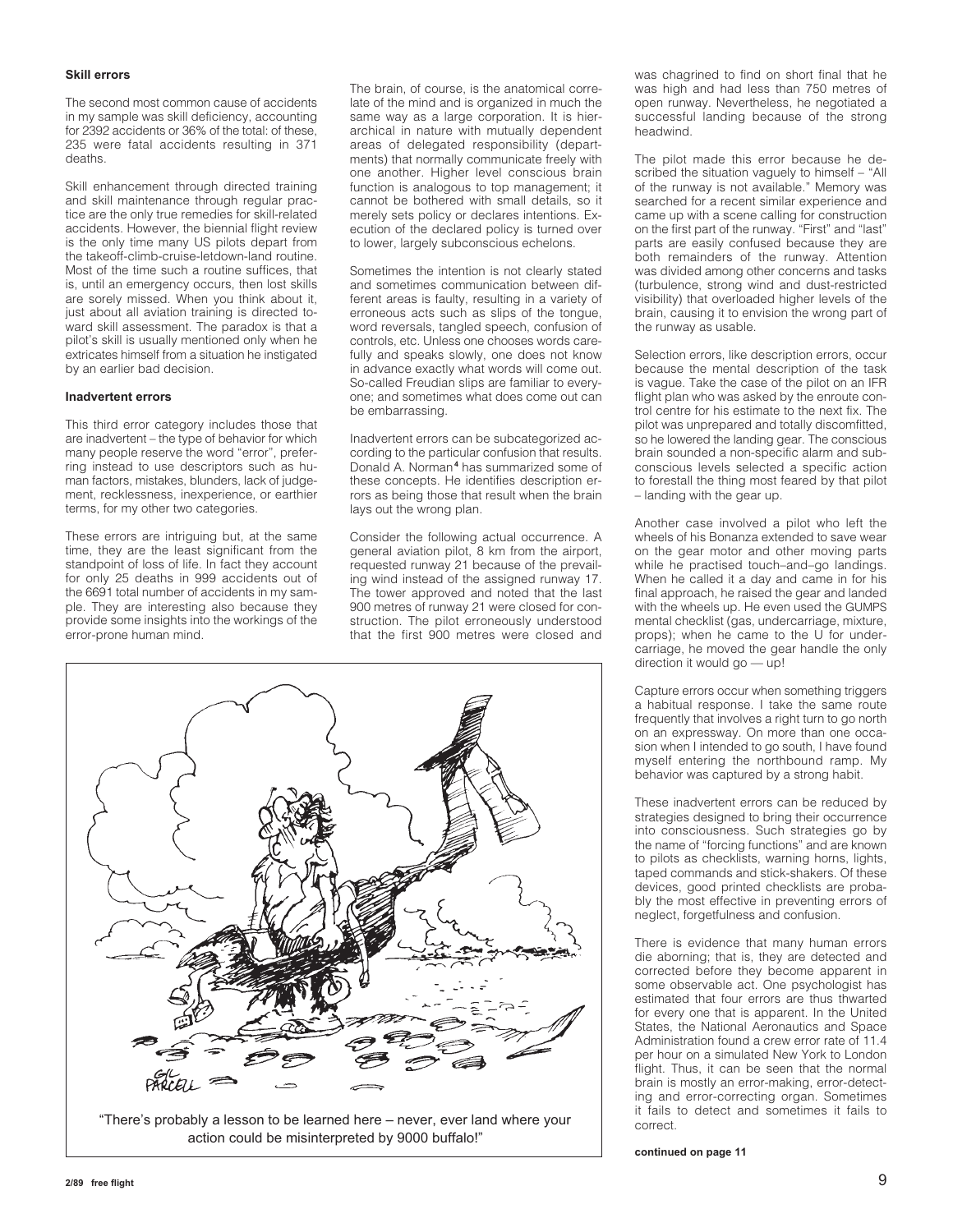### Skill errors

The second most common cause of accidents in my sample was skill deficiency, accounting for 2392 accidents or 36% of the total: of these, 235 were fatal accidents resulting in 371 deaths.

Skill enhancement through directed training and skill maintenance through regular practice are the only true remedies for skill-related accidents. However, the biennial flight review is the only time many US pilots depart from the takeoff-climb-cruise-letdown-land routine. Most of the time such a routine suffices, that is, until an emergency occurs, then lost skills are sorely missed. When you think about it, just about all aviation training is directed toward skill assessment. The paradox is that a pilot's skill is usually mentioned only when he extricates himself from a situation he instigated by an earlier bad decision.

### Inadvertent errors

This third error category includes those that are inadvertent – the type of behavior for which many people reserve the word "error", preferring instead to use descriptors such as human factors, mistakes, blunders, lack of judgement, recklessness, inexperience, or earthier terms, for my other two categories.

These errors are intriguing but, at the same time, they are the least significant from the standpoint of loss of life. In fact they account for only 25 deaths in 999 accidents out of the 6691 total number of accidents in my sample. They are interesting also because they provide some insights into the workings of the error-prone human mind.

The brain, of course, is the anatomical correlate of the mind and is organized in much the same way as a large corporation. It is hierarchical in nature with mutually dependent areas of delegated responsibility (departments) that normally communicate freely with one another. Higher level conscious brain function is analogous to top management; it cannot be bothered with small details, so it merely sets policy or declares intentions. Execution of the declared policy is turned over to lower, largely subconscious echelons.

Sometimes the intention is not clearly stated and sometimes communication between different areas is faulty, resulting in a variety of erroneous acts such as slips of the tongue, word reversals, tangled speech, confusion of controls, etc. Unless one chooses words carefully and speaks slowly, one does not know in advance exactly what words will come out. So-called Freudian slips are familiar to everyone; and sometimes what does come out can be embarrassing.

Inadvertent errors can be subcategorized according to the particular confusion that results. Donald A. Norman[4] has summarized some of these concepts. He identifies description errors as being those that result when the brain lays out the wrong plan.

Consider the following actual occurrence. A general aviation pilot, 8 km from the airport, requested runway 21 because of the prevailing wind instead of the assigned runway 17. The tower approved and noted that the last 900 metres of runway 21 were closed for construction. The pilot erroneously understood that the first 900 metres were closed and was chagrined to find on short final that he was high and had less than 750 metres of open runway. Nevertheless, he negotiated a successful landing because of the strong headwind.

The pilot made this error because he described the situation vaguely to himself – "All of the runway is not available." Memory was searched for a recent similar experience and came up with a scene calling for construction on the first part of the runway. "First" and "last" parts are easily confused because they are both remainders of the runway. Attention was divided among other concerns and tasks (turbulence, strong wind and dust-restricted visibility) that overloaded higher levels of the brain, causing it to envision the wrong part of the runway as usable.

Selection errors, like description errors, occur because the mental description of the task is vague. Take the case of the pilot on an IFR flight plan who was asked by the enroute control centre for his estimate to the next fix. The pilot was unprepared and totally discomfitted, so he lowered the landing gear. The conscious brain sounded a non-specific alarm and subconscious levels selected a specific action to forestall the thing most feared by that pilot – landing with the gear up.

Another case involved a pilot who left the wheels of his Bonanza extended to save wear on the gear motor and other moving parts while he practised touch–and–go landings. When he called it a day and came in for his final approach, he raised the gear and landed with the wheels up. He even used the GUMPS mental checklist (gas, undercarriage, mixture, props); when he came to the U for undercarriage, he moved the gear handle the only direction it would go — up!

Capture errors occur when something triggers a habitual response. I take the same route frequently that involves a right turn to go north on an expressway. On more than one occasion when I intended to go south, I have found myself entering the northbound ramp. My behavior was captured by a strong habit.

These inadvertent errors can be reduced by strategies designed to bring their occurrence into consciousness. Such strategies go by the name of "forcing functions" and are known to pilots as checklists, warning horns, lights, taped commands and stick-shakers. Of these devices, good printed checklists are probably the most effective in preventing errors of neglect, forgetfulness and confusion.

There is evidence that many human errors die aborning; that is, they are detected and corrected before they become apparent in some observable act. One psychologist has estimated that four errors are thus thwarted for every one that is apparent. In the United States, the National Aeronautics and Space Administration found a crew error rate of 11.4 per hour on a simulated New York to London flight. Thus, it can be seen that the normal brain is mostly an error-making, error-detecting and error-correcting organ. Sometimes it fails to detect and sometimes it fails to correct.

"There's probably a lesson to be learned here – never, ever land where your action could be misinterpreted by 9000 buffalo!"

**continued on page 11**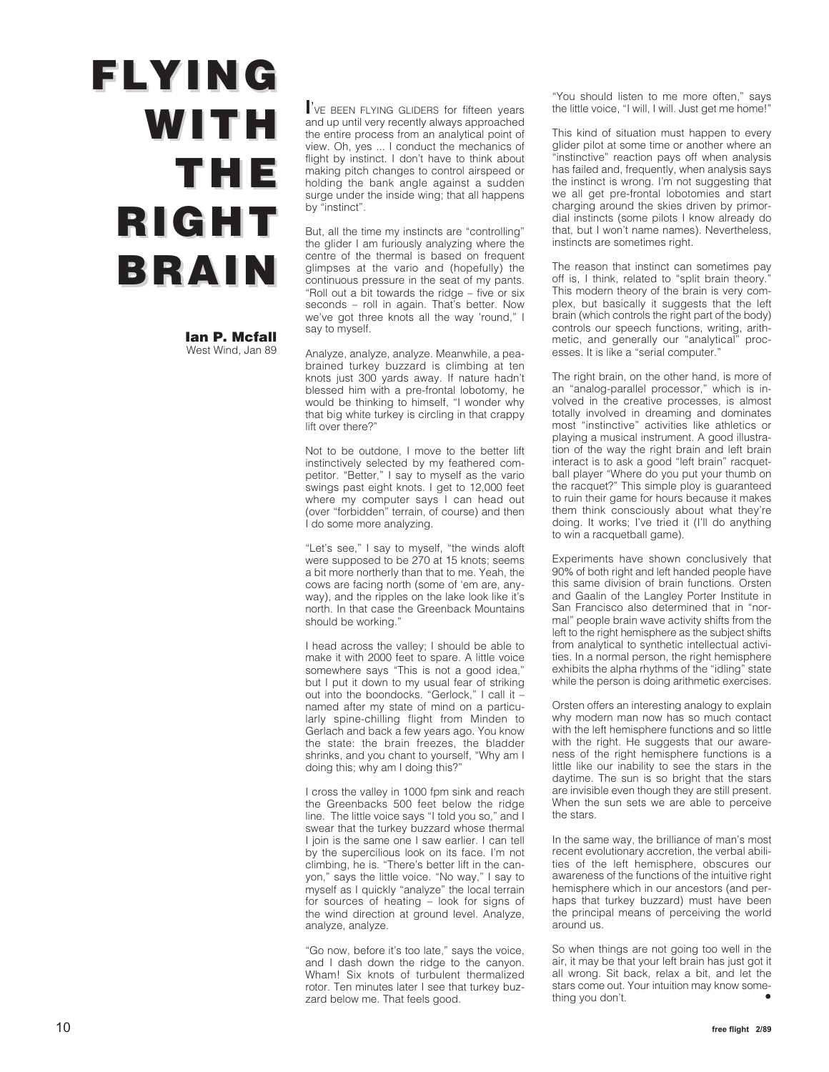# FLYING WITH THE RIGHT BRAIN

**Ian P. Mcfall**
West Wind, Jan 89

I'VE BEEN FLYING GLIDERS for fifteen years and up until very recently always approached the entire process from an analytical point of view. Oh, yes ... I conduct the mechanics of flight by instinct. I don't have to think about making pitch changes to control airspeed or holding the bank angle against a sudden surge under the inside wing; that all happens by "instinct".

But, all the time my instincts are "controlling" the glider I am furiously analyzing where the centre of the thermal is based on frequent glimpses at the vario and (hopefully) the continuous pressure in the seat of my pants. "Roll out a bit towards the ridge – five or six seconds – roll in again. That's better. Now we've got three knots all the way 'round," I say to myself.

Analyze, analyze, analyze. Meanwhile, a pea-brained turkey buzzard is climbing at ten knots just 300 yards away. If nature hadn't blessed him with a pre-frontal lobotomy, he would be thinking to himself, "I wonder why that big white turkey is circling in that crappy lift over there?"

Not to be outdone, I move to the better lift instinctively selected by my feathered competitor. "Better," I say to myself as the vario swings past eight knots. I get to 12,000 feet where my computer says I can head out (over "forbidden" terrain, of course) and then I do some more analyzing.

"Let's see," I say to myself, "the winds aloft were supposed to be 270 at 15 knots; seems a bit more northerly than that to me. Yeah, the cows are facing north (some of 'em are, anyway), and the ripples on the lake look like it's north. In that case the Greenback Mountains should be working."

I head across the valley; I should be able to make it with 2000 feet to spare. A little voice somewhere says "This is not a good idea," but I put it down to my usual fear of striking out into the boondocks. "Gerlock," I call it – named after my state of mind on a particularly spine-chilling flight from Minden to Gerlach and back a few years ago. You know the state: the brain freezes, the bladder shrinks, and you chant to yourself, "Why am I doing this; why am I doing this?"

I cross the valley in 1000 fpm sink and reach the Greenbacks 500 feet below the ridge line. The little voice says "I told you so," and I swear that the turkey buzzard whose thermal I join is the same one I saw earlier. I can tell by the supercilious look on its face. I'm not climbing, he is. "There's better lift in the canyon," says the little voice. "No way," I say to myself as I quickly "analyze" the local terrain for sources of heating – look for signs of the wind direction at ground level. Analyze, analyze, analyze.

"Go now, before it's too late," says the voice, and I dash down the ridge to the canyon. Wham! Six knots of turbulent thermalized rotor. Ten minutes later I see that turkey buzzard below me. That feels good.

"You should listen to me more often," says the little voice, "I will, I will. Just get me home!"

This kind of situation must happen to every glider pilot at some time or another where an "instinctive" reaction pays off when analysis has failed and, frequently, when analysis says the instinct is wrong. I'm not suggesting that we all get pre-frontal lobotomies and start charging around the skies driven by primordial instincts (some pilots I know already do that, but I won't name names). Nevertheless, instincts are sometimes right.

The reason that instinct can sometimes pay off is, I think, related to "split brain theory." This modern theory of the brain is very complex, but basically it suggests that the left brain (which controls the right part of the body) controls our speech functions, writing, arithmetic, and generally our "analytical" processes. It is like a "serial computer."

The right brain, on the other hand, is more of an "analog-parallel processor," which is involved in the creative processes, is almost totally involved in dreaming and dominates most "instinctive" activities like athletics or playing a musical instrument. A good illustration of the way the right brain and left brain interact is to ask a good "left brain" racquetball player "Where do you put your thumb on the racquet?" This simple ploy is guaranteed to ruin their game for hours because it makes them think consciously about what they're doing. It works; I've tried it (I'll do anything to win a racquetball game).

Experiments have shown conclusively that 90% of both right and left handed people have this same division of brain functions. Orsten and Gaalin of the Langley Porter Institute in San Francisco also determined that in "normal" people brain wave activity shifts from the left to the right hemisphere as the subject shifts from analytical to synthetic intellectual activities. In a normal person, the right hemisphere exhibits the alpha rhythms of the "idling" state while the person is doing arithmetic exercises.

Orsten offers an interesting analogy to explain why modern man now has so much contact with the left hemisphere functions and so little with the right. He suggests that our awareness of the right hemisphere functions is a little like our inability to see the stars in the daytime. The sun is so bright that the stars are invisible even though they are still present. When the sun sets we are able to perceive the stars.

In the same way, the brilliance of man's most recent evolutionary accretion, the verbal abilities of the left hemisphere, obscures our awareness of the functions of the intuitive right hemisphere which in our ancestors (and perhaps that turkey buzzard) must have been the principal means of perceiving the world around us.

So when things are not going too well in the air, it may be that your left brain has just got it all wrong. Sit back, relax a bit, and let the stars come out. Your intuition may know something you don't.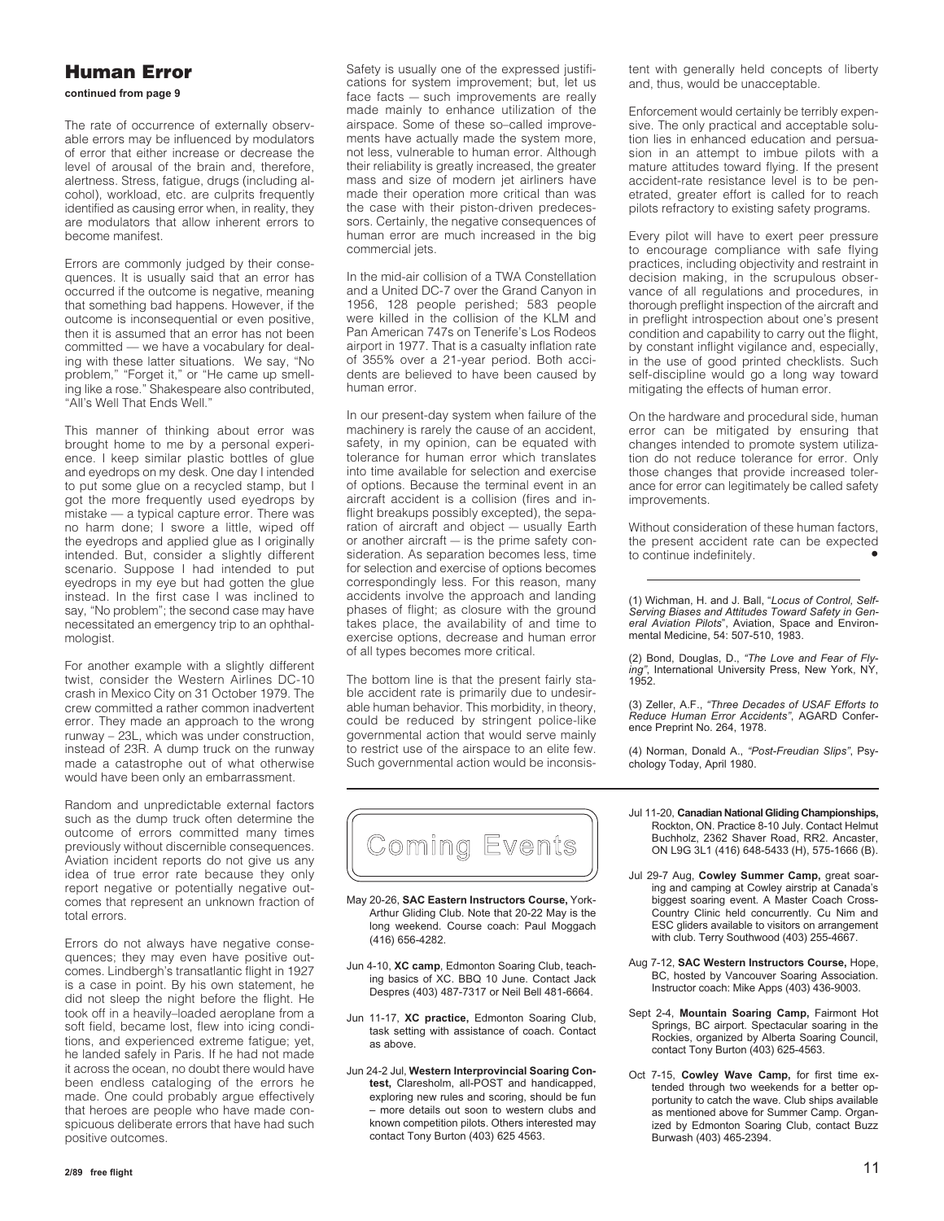## Human Error

**continued from page 9**

The rate of occurrence of externally observable errors may be influenced by modulators of error that either increase or decrease the level of arousal of the brain and, therefore, alertness. Stress, fatigue, drugs (including alcohol), workload, etc. are culprits frequently identified as causing error when, in reality, they are modulators that allow inherent errors to become manifest.

Errors are commonly judged by their consequences. It is usually said that an error has occurred if the outcome is negative, meaning that something bad happens. However, if the outcome is inconsequential or even positive, then it is assumed that an error has not been committed — we have a vocabulary for dealing with these latter situations. We say, "No problem," "Forget it," or "He came up smelling like a rose." Shakespeare also contributed, "All's Well That Ends Well."

This manner of thinking about error was brought home to me by a personal experience. I keep similar plastic bottles of glue and eyedrops on my desk. One day I intended to put some glue on a recycled stamp, but I got the more frequently used eyedrops by mistake — a typical capture error. There was no harm done; I swore a little, wiped off the eyedrops and applied glue as I originally intended. But, consider a slightly different scenario. Suppose I had intended to put eyedrops in my eye but had gotten the glue instead. In the first case I was inclined to say, "No problem"; the second case may have necessitated an emergency trip to an ophthalmologist.

For another example with a slightly different twist, consider the Western Airlines DC-10 crash in Mexico City on 31 October 1979. The crew committed a rather common inadvertent error. They made an approach to the wrong runway – 23L, which was under construction, instead of 23R. A dump truck on the runway made a catastrophe out of what otherwise would have been only an embarrassment.

Random and unpredictable external factors such as the dump truck often determine the outcome of errors committed many times previously without discernible consequences. Aviation incident reports do not give us any idea of true error rate because they only report negative or potentially negative outcomes that represent an unknown fraction of total errors.

Errors do not always have negative consequences; they may even have positive outcomes. Lindbergh's transatlantic flight in 1927 is a case in point. By his own statement, he did not sleep the night before the flight. He took off in a heavily–loaded aeroplane from a soft field, became lost, flew into icing conditions, and experienced extreme fatigue; yet, he landed safely in Paris. If he had not made it across the ocean, no doubt there would have been endless cataloging of the errors he made. One could probably argue effectively that heroes are people who have made conspicuous deliberate errors that have had such positive outcomes.

Safety is usually one of the expressed justifications for system improvement; but, let us face facts — such improvements are really made mainly to enhance utilization of the airspace. Some of these so–called improvements have actually made the system more, not less, vulnerable to human error. Although their reliability is greatly increased, the greater mass and size of modern jet airliners have made their operation more critical than was the case with their piston-driven predecessors. Certainly, the negative consequences of human error are much increased in the big commercial jets.

In the mid-air collision of a TWA Constellation and a United DC-7 over the Grand Canyon in 1956, 128 people perished; 583 people were killed in the collision of the KLM and Pan American 747s on Tenerife's Los Rodeos airport in 1977. That is a casualty inflation rate of 355% over a 21-year period. Both accidents are believed to have been caused by human error.

In our present-day system when failure of the machinery is rarely the cause of an accident, safety, in my opinion, can be equated with tolerance for human error which translates into time available for selection and exercise of options. Because the terminal event in an aircraft accident is a collision (fires and inflight breakups possibly excepted), the separation of aircraft and object – usually Earth or another aircraft – is the prime safety consideration. As separation becomes less, time for selection and exercise of options becomes correspondingly less. For this reason, many accidents involve the approach and landing phases of flight; as closure with the ground takes place, the availability of and time to exercise options, decrease and human error of all types becomes more critical.

The bottom line is that the present fairly stable accident rate is primarily due to undesirable human behavior. This morbidity, in theory, could be reduced by stringent police-like governmental action that would serve mainly to restrict use of the airspace to an elite few. Such governmental action would be inconsistent with generally held concepts of liberty and, thus, would be unacceptable.

Enforcement would certainly be terribly expensive. The only practical and acceptable solution lies in enhanced education and persuasion in an attempt to imbue pilots with a mature attitudes toward flying. If the present accident-rate resistance level is to be penetrated, greater effort is called for to reach pilots refractory to existing safety programs.

Every pilot will have to exert peer pressure to encourage compliance with safe flying practices, including objectivity and restraint in decision making, in the scrupulous observance of all regulations and procedures, in thorough preflight inspection of the aircraft and in preflight introspection about one's present condition and capability to carry out the flight, by constant inflight vigilance and, especially, in the use of good printed checklists. Such self-discipline would go a long way toward mitigating the effects of human error.

On the hardware and procedural side, human error can be mitigated by ensuring that changes intended to promote system utilization do not reduce tolerance for error. Only those changes that provide increased tolerance for error can legitimately be called safety improvements.

Without consideration of these human factors, the present accident rate can be expected to continue indefinitely. •

---

(1) Wichman, H. and J. Ball, "*Locus of Control, Self-Serving Biases and Attitudes Toward Safety in General Aviation Pilots*", Aviation, Space and Environmental Medicine, 54: 507-510, 1983.

(2) Bond, Douglas, D., *"The Love and Fear of Flying"*, International University Press, New York, NY, 1952.

(3) Zeller, A.F., *"Three Decades of USAF Efforts to Reduce Human Error Accidents"*, AGARD Conference Preprint No. 264, 1978.

(4) Norman, Donald A., *"Post-Freudian Slips"*, Psychology Today, April 1980.

## Coming Events

May 20-26, **SAC Eastern Instructors Course,** York-Arthur Gliding Club. Note that 20-22 May is the long weekend. Course coach: Paul Moggach (416) 656-4282.

Jun 4-10, **XC camp**, Edmonton Soaring Club, teaching basics of XC. BBQ 10 June. Contact Jack Despres (403) 487-7317 or Neil Bell 481-6664.

Jun 11-17, **XC practice,** Edmonton Soaring Club, task setting with assistance of coach. Contact as above.

Jun 24-2 Jul, **Western Interprovincial Soaring Contest,** Claresholm, all-POST and handicapped, exploring new rules and scoring, should be fun – more details out soon to western clubs and known competition pilots. Others interested may contact Tony Burton (403) 625 4563.

Jul 11-20, **Canadian National Gliding Championships,** Rockton, ON. Practice 8-10 July. Contact Helmut Buchholz, 2362 Shaver Road, RR2. Ancaster, ON L9G 3L1 (416) 648-5433 (H), 575-1666 (B).

Jul 29-7 Aug, **Cowley Summer Camp,** great soaring and camping at Cowley airstrip at Canada's biggest soaring event. A Master Coach Cross-Country Clinic held concurrently. Cu Nim and ESC gliders available to visitors on arrangement with club. Terry Southwood (403) 255-4667.

Aug 7-12, **SAC Western Instructors Course,** Hope, BC, hosted by Vancouver Soaring Association. Instructor coach: Mike Apps (403) 436-9003.

Sept 2-4, **Mountain Soaring Camp,** Fairmont Hot Springs, BC airport. Spectacular soaring in the Rockies, organized by Alberta Soaring Council, contact Tony Burton (403) 625-4563.

Oct 7-15, **Cowley Wave Camp,** for first time extended through two weekends for a better opportunity to catch the wave. Club ships available as mentioned above for Summer Camp. Organized by Edmonton Soaring Club, contact Buzz Burwash (403) 465-2394.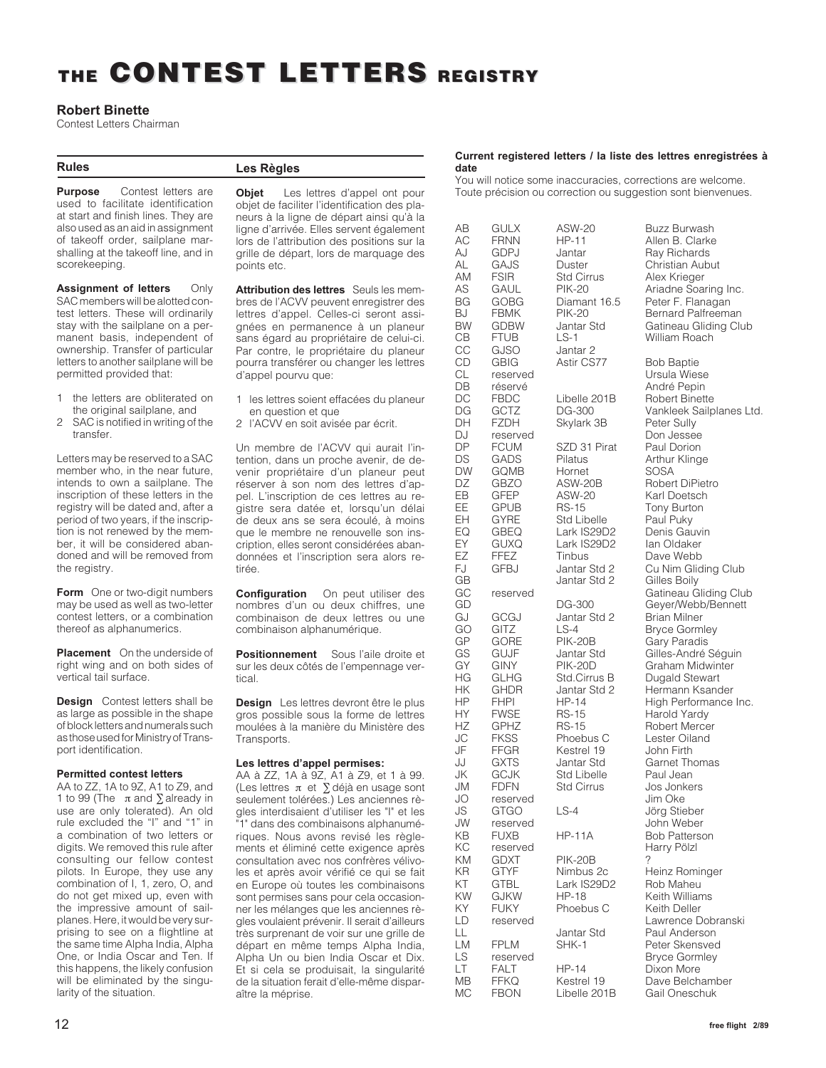# THE CONTEST LETTERS REGISTRY

**Robert Binette**
Contest Letters Chairman

## Rules

**Purpose** Contest letters are used to facilitate identification at start and finish lines. They are also used as an aid in assignment of takeoff order, sailplane marshalling at the takeoff line, and in scorekeeping.

**Assignment of letters** Only SAC members will be allotted contest letters. These will ordinarily stay with the sailplane on a permanent basis, independent of ownership. Transfer of particular letters to another sailplane will be permitted provided that:

1. the letters are obliterated on the original sailplane, and
2. SAC is notified in writing of the transfer.

Letters may be reserved to a SAC member who, in the near future, intends to own a sailplane. The inscription of these letters in the registry will be dated and, after a period of two years, if the inscription is not renewed by the member, it will be considered abandoned and will be removed from the registry.

**Form** One or two-digit numbers may be used as well as two-letter contest letters, or a combination thereof as alphanumerics.

**Placement** On the underside of right wing and on both sides of vertical tail surface.

**Design** Contest letters shall be as large as possible in the shape of block letters and numerals such as those used for Ministry of Transport identification.

**Permitted contest letters**
AA to ZZ, 1A to 9Z, A1 to Z9, and 1 to 99 (The $\pi$ and $\sum$ already in use are only tolerated). An old rule excluded the "I" and "1" in a combination of two letters or digits. We removed this rule after consulting our fellow contest pilots. In Europe, they use any combination of I, 1, zero, O, and do not get mixed up, even with the impressive amount of sailplanes. Here, it would be very surprising to see on a flightline at the same time Alpha India, Alpha One, or India Oscar and Ten. If this happens, the likely confusion will be eliminated by the singularity of the situation.

## Les Règles

**Objet** Les lettres d'appel ont pour objet de faciliter l'identification des planeurs à la ligne de départ ainsi qu'à la ligne d'arrivée. Elles servent également lors de l'attribution des positions sur la grille de départ, lors de marquage des points etc.

**Attribution des lettres** Seuls les membres de l'ACVV peuvent enregistrer des lettres d'appel. Celles-ci seront assignées en permanence à un planeur sans égard au propriétaire de celui-ci. Par contre, le propriétaire du planeur pourra transférer ou changer les lettres d'appel pourvu que:

1. les lettres soient effacées du planeur en question et que
2. l'ACVV en soit avisée par écrit.

Un membre de l'ACVV qui aurait l'intention, dans un proche avenir, de devenir propriétaire d'un planeur peut réserver à son nom des lettres d'appel. L'inscription de ces lettres au registre sera datée et, lorsqu'un délai de deux ans se sera écoulé, à moins que le membre ne renouvelle son inscription, elles seront considérées abandonnées et l'inscription sera alors retirée.

**Configuration** On peut utiliser des nombres d'un ou deux chiffres, une combinaison de deux lettres ou une combinaison alphanumérique.

**Positionnement** Sous l'aile droite et sur les deux côtés de l'empennage vertical.

**Design** Les lettres devront être le plus gros possible sous la forme de lettres moulées à la manière du Ministère des Transports.

**Les lettres d'appel permises:**
AA à ZZ, 1A à 9Z, A1 à Z9, et 1 à 99. (Les lettres $\pi$ et $\sum$ déjà en usage sont seulement tolérées.) Les anciennes règles interdisaient d'utiliser les "I" et les "1" dans des combinaisons alphanumériques. Nous avons revisé les règlements et éliminé cette exigence après consultation avec nos confrères vélivoles et après avoir vérifié ce qui se fait en Europe où toutes les combinaisons sont permises sans pour cela occasionner les mélanges que les anciennes règles voulaient prévenir. Il serait d'ailleurs très surprenant de voir sur une grille de départ en même temps Alpha India, Alpha Un ou bien India Oscar et Dix. Et si cela se produisait, la singularité de la situation ferait d'elle-même disparaître la méprise.

**Current registered letters / la liste des lettres enregistrées à date**
You will notice some inaccuracies, corrections are welcome.
Toute précision ou correction ou suggestion sont bienvenues.

| | | | |
|---|---|---|---|
| AB | GULX | ASW-20 | Buzz Burwash |
| AC | FRNN | HP-11 | Allen B. Clarke |
| AJ | GDPJ | Jantar | Ray Richards |
| AL | GAJS | Duster | Christian Aubut |
| AM | FSIR | Std Cirrus | Alex Krieger |
| AS | GAUL | PIK-20 | Ariadne Soaring Inc. |
| BG | GOBG | Diamant 16.5 | Peter F. Flanagan |
| BJ | FBMK | PIK-20 | Bernard Palfreeman |
| BW | GDBW | Jantar Std | Gatineau Gliding Club |
| CB | FTUB | LS-1 | William Roach |
| CC | GJSO | Jantar 2 | |
| CD | GBIG | Astir CS77 | Bob Baptie |
| CL | reserved | | Ursula Wiese |
| DB | réservé | | André Pepin |
| DC | FBDC | Libelle 201B | Robert Binette |
| DG | GCTZ | DG-300 | Vankleek Sailplanes Ltd. |
| DH | FZDH | Skylark 3B | Peter Sully |
| DJ | reserved | | Don Jessee |
| DP | FCUM | SZD 31 Pirat | Paul Dorion |
| DS | GADS | Pilatus | Arthur Klinge |
| DW | GQMB | Hornet | SOSA |
| DZ | GBZO | ASW-20B | Robert DiPietro |
| EB | GFEP | ASW-20 | Karl Doetsch |
| EE | GPUB | RS-15 | Tony Burton |
| EH | GYRE | Std Libelle | Paul Puky |
| EQ | GBEQ | Lark IS29D2 | Denis Gauvin |
| EY | GUXQ | Lark IS29D2 | Ian Oldaker |
| EZ | FFEZ | Tinbus | Dave Webb |
| FJ | GFBJ | Jantar Std 2 | Cu Nim Gliding Club |
| GB | | Jantar Std 2 | Gilles Boily |
| GC | reserved | | Gatineau Gliding Club |
| GD | | DG-300 | Geyer/Webb/Bennett |
| GJ | GCGJ | Jantar Std 2 | Brian Milner |
| GO | GITZ | LS-4 | Bryce Gormley |
| GP | GORE | PIK-20B | Gary Paradis |
| GS | GUJF | Jantar Std | Gilles-André Séguin |
| GY | GINY | PIK-20D | Graham Midwinter |
| HG | GLHG | Std.Cirrus B | Dugald Stewart |
| HK | GHDR | Jantar Std 2 | Hermann Ksander |
| HP | FHPI | HP-14 | High Performance Inc. |
| HY | FWSE | RS-15 | Harold Yardy |
| HZ | GPHZ | RS-15 | Robert Mercer |
| JC | FKSS | Phoebus C | Lester Oiland |
| JF | FFGR | Kestrel 19 | John Firth |
| JJ | GXTS | Jantar Std | Garnet Thomas |
| JK | GCJK | Std Libelle | Paul Jean |
| JM | FDFN | Std Cirrus | Jos Jonkers |
| JO | reserved | | Jim Oke |
| JS | GTGO | LS-4 | Jörg Stieber |
| JW | reserved | | John Weber |
| KB | FUXB | HP-11A | Bob Patterson |
| KC | reserved | | Harry Pölzl |
| KM | GDXT | PIK-20B | ? |
| KR | GTYF | Nimbus 2c | Heinz Rominger |
| KT | GTBL | Lark IS29D2 | Rob Maheu |
| KW | GJKW | HP-18 | Keith Williams |
| KY | FUKY | Phoebus C | Keith Deller |
| LD | reserved | | Lawrence Dobranski |
| LL | | Jantar Std | Paul Anderson |
| LM | FPLM | SHK-1 | Peter Skensved |
| LS | reserved | | Bryce Gormley |
| LT | FALT | HP-14 | Dixon More |
| MB | FFKQ | Kestrel 19 | Dave Belchamber |
| MC | FBON | Libelle 201B | Gail Oneschuk |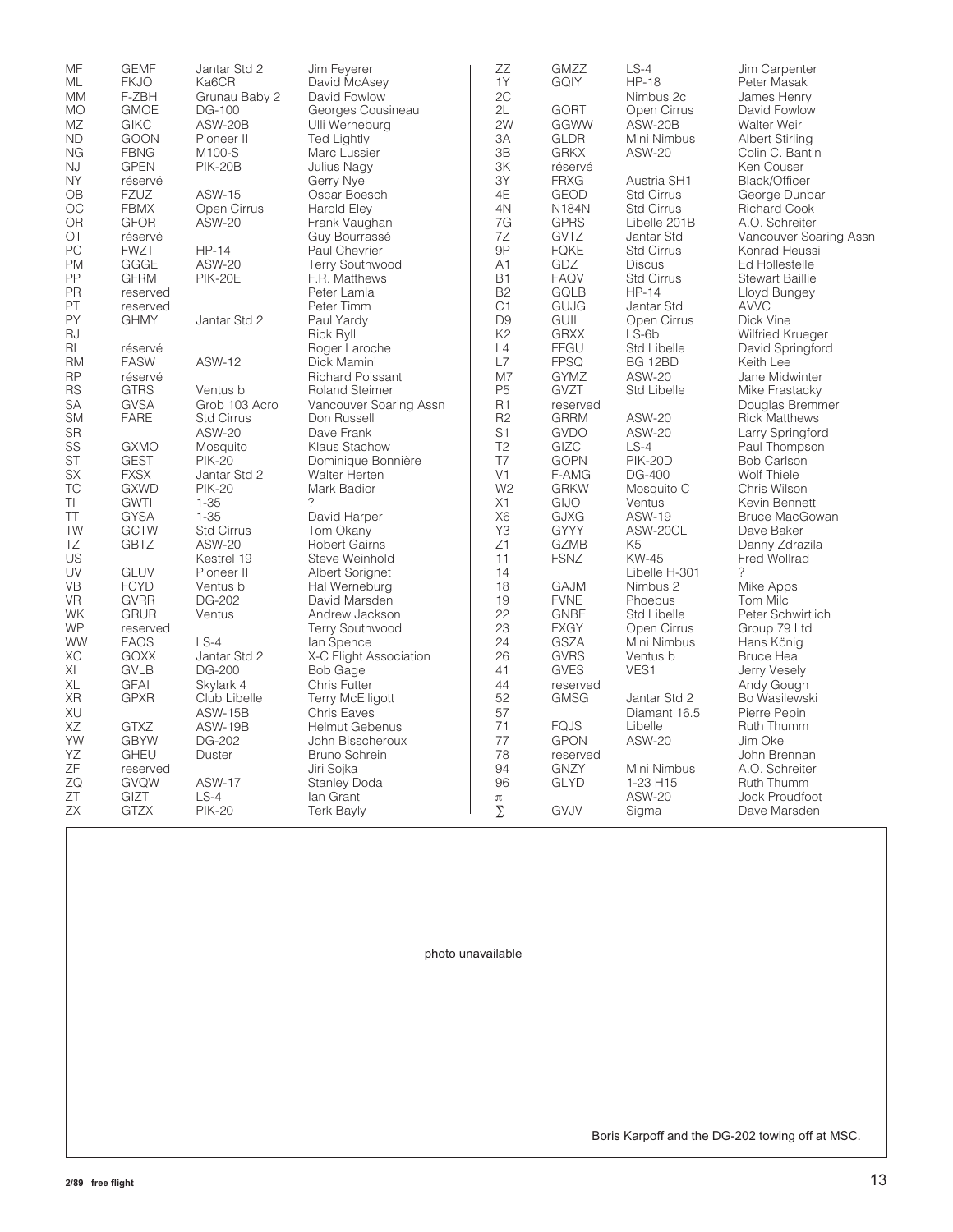| | | | |
|---|---|---|---|
| MF | GEMF | Jantar Std 2 | Jim Feyerer |
| ML | FKJO | Ka6CR | David McAsey |
| MM | F-ZBH | Grunau Baby 2 | David Fowlow |
| MO | GMOE | DG-100 | Georges Cousineau |
| MZ | GIKC | ASW-20B | Ulli Werneburg |
| ND | GOON | Pioneer II | Ted Lightly |
| NG | FBNG | M100-S | Marc Lussier |
| NJ | GPEN | PIK-20B | Julius Nagy |
| NY | réservé | | Gerry Nye |
| OB | FZUZ | ASW-15 | Oscar Boesch |
| OC | FBMX | Open Cirrus | Harold Eley |
| OR | GFOR | ASW-20 | Frank Vaughan |
| OT | réservé | | Guy Bourrassé |
| PC | FWZT | HP-14 | Paul Chevrier |
| PM | GGGE | ASW-20 | Terry Southwood |
| PP | GFRM | PIK-20E | F.R. Matthews |
| PR | reserved | | Peter Lamla |
| PT | reserved | | Peter Timm |
| PY | GHMY | Jantar Std 2 | Paul Yardy |
| RJ | | | Rick Ryll |
| RL | réservé | | Roger Laroche |
| RM | FASW | ASW-12 | Dick Mamini |
| RP | réservé | | Richard Poissant |
| RS | GTRS | Ventus b | Roland Steimer |
| SA | GVSA | Grob 103 Acro | Vancouver Soaring Assn |
| SM | FARE | Std Cirrus | Don Russell |
| SR | | ASW-20 | Dave Frank |
| SS | GXMO | Mosquito | Klaus Stachow |
| ST | GEST | PIK-20 | Dominique Bonnière |
| SX | FXSX | Jantar Std 2 | Walter Herten |
| TC | GXWD | PIK-20 | Mark Badior |
| TI | GWTI | 1-35 | ? |
| TT | GYSA | 1-35 | David Harper |
| TW | GCTW | Std Cirrus | Tom Okany |
| TZ | GBTZ | ASW-20 | Robert Gairns |
| US | | Kestrel 19 | Steve Weinhold |
| UV | GLUV | Pioneer II | Albert Sorignet |
| VB | FCYD | Ventus b | Hal Werneburg |
| VR | GVRR | DG-202 | David Marsden |
| WK | GRUR | Ventus | Andrew Jackson |
| WP | reserved | | Terry Southwood |
| WW | FAOS | LS-4 | Ian Spence |
| XC | GOXX | Jantar Std 2 | X-C Flight Association |
| XI | GVLB | DG-200 | Bob Gage |
| XL | GFAI | Skylark 4 | Chris Futter |
| XR | GPXR | Club Libelle | Terry McElligott |
| XU | | ASW-15B | Chris Eaves |
| XZ | GTXZ | ASW-19B | Helmut Gebenus |
| YW | GBYW | DG-202 | John Bisscheroux |
| YZ | GHEU | Duster | Bruno Schrein |
| ZF | reserved | | Jiri Sojka |
| ZQ | GVQW | ASW-17 | Stanley Doda |
| ZT | GIZT | LS-4 | Ian Grant |
| ZX | GTZX | PIK-20 | Terk Bayly |
| ZZ | GMZZ | LS-4 | Jim Carpenter |
| 1Y | GQIY | HP-18 | Peter Masak |
| 2C | | Nimbus 2c | James Henry |
| 2L | GORT | Open Cirrus | David Fowlow |
| 2W | GGWW | ASW-20B | Walter Weir |
| 3A | GLDR | Mini Nimbus | Albert Stirling |
| 3B | GRKX | ASW-20 | Colin C. Bantin |
| 3K | réservé | | Ken Couser |
| 3Y | FRXG | Austria SH1 | Black/Officer |
| 4E | GEOD | Std Cirrus | George Dunbar |
| 4N | N184N | Std Cirrus | Richard Cook |
| 7G | GPRS | Libelle 201B | A.O. Schreiter |
| 7Z | GVTZ | Jantar Std | Vancouver Soaring Assn |
| 9P | FQKE | Std Cirrus | Konrad Heussi |
| A1 | GDZ | Discus | Ed Hollestelle |
| B1 | FAQV | Std Cirrus | Stewart Baillie |
| B2 | GQLB | HP-14 | Lloyd Bungey |
| C1 | GUJG | Jantar Std | AVVC |
| D9 | GUIL | Open Cirrus | Dick Vine |
| K2 | GRXX | LS-6b | Wilfried Krueger |
| L4 | FFGU | Std Libelle | David Springford |
| L7 | FPSQ | BG 12BD | Keith Lee |
| M7 | GYMZ | ASW-20 | Jane Midwinter |
| P5 | GVZT | Std Libelle | Mike Frastacky |
| R1 | reserved | | Douglas Bremmer |
| R2 | GRRM | ASW-20 | Rick Matthews |
| S1 | GVDO | ASW-20 | Larry Springford |
| T2 | GIZC | LS-4 | Paul Thompson |
| T7 | GOPN | PIK-20D | Bob Carlson |
| V1 | F-AMG | DG-400 | Wolf Thiele |
| W2 | GRKW | Mosquito C | Chris Wilson |
| X1 | GIJO | Ventus | Kevin Bennett |
| X6 | GJXG | ASW-19 | Bruce MacGowan |
| Y3 | GYYY | ASW-20CL | Dave Baker |
| Z1 | GZMB | K5 | Danny Zdrazila |
| 11 | FSNZ | KW-45 | Fred Wollrad |
| 14 | | Libelle H-301 | ? |
| 18 | GAJM | Nimbus 2 | Mike Apps |
| 19 | FVNE | Phoebus | Tom Milc |
| 22 | GNBE | Std Libelle | Peter Schwirtlich |
| 23 | FXGY | Open Cirrus | Group 79 Ltd |
| 24 | GSZA | Mini Nimbus | Hans König |
| 26 | GVRS | Ventus b | Bruce Hea |
| 41 | GVES | VES1 | Jerry Vesely |
| 44 | reserved | | Andy Gough |
| 52 | GMSG | Jantar Std 2 | Bo Wasilewski |
| 57 | | Diamant 16.5 | Pierre Pepin |
| 71 | FQJS | Libelle | Ruth Thumm |
| 77 | GPON | ASW-20 | Jim Oke |
| 78 | reserved | | John Brennan |
| 94 | GNZY | Mini Nimbus | A.O. Schreiter |
| 96 | GLYD | 1-23 H15 | Ruth Thumm |
| π | | ASW-20 | Jock Proudfoot |
| Σ | GVJV | Sigma | Dave Marsden |

photo unavailable

Boris Karpoff and the DG-202 towing off at MSC.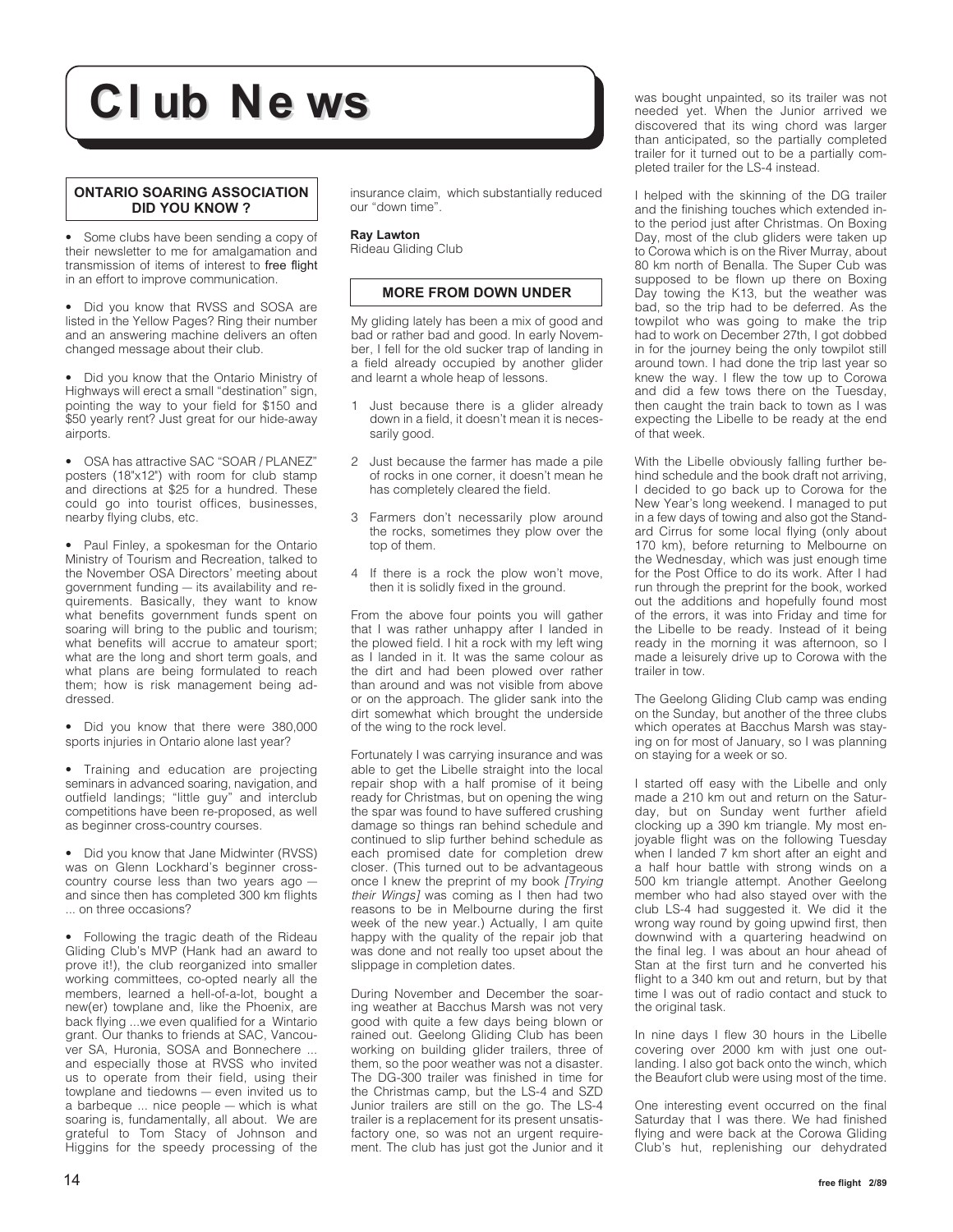# Club News

### ONTARIO SOARING ASSOCIATION DID YOU KNOW ?

- Some clubs have been sending a copy of their newsletter to me for amalgamation and transmission of items of interest to free flight in an effort to improve communication.

- Did you know that RVSS and SOSA are listed in the Yellow Pages? Ring their number and an answering machine delivers an often changed message about their club.

- Did you know that the Ontario Ministry of Highways will erect a small "destination" sign, pointing the way to your field for $150 and $50 yearly rent? Just great for our hide-away airports.

- OSA has attractive SAC "SOAR / PLANEZ" posters (18"x12") with room for club stamp and directions at $25 for a hundred. These could go into tourist offices, businesses, nearby flying clubs, etc.

- Paul Finley, a spokesman for the Ontario Ministry of Tourism and Recreation, talked to the November OSA Directors' meeting about government funding — its availability and requirements. Basically, they want to know what benefits government funds spent on soaring will bring to the public and tourism; what benefits will accrue to amateur sport; what are the long and short term goals, and what plans are being formulated to reach them; how is risk management being addressed.

- Did you know that there were 380,000 sports injuries in Ontario alone last year?

- Training and education are projecting seminars in advanced soaring, navigation, and outfield landings; "little guy" and interclub competitions have been re-proposed, as well as beginner cross-country courses.

- Did you know that Jane Midwinter (RVSS) was on Glenn Lockhard's beginner cross-country course less than two years ago — and since then has completed 300 km flights ... on three occasions?

- Following the tragic death of the Rideau Gliding Club's MVP (Hank had an award to prove it!), the club reorganized into smaller working committees, co-opted nearly all the members, learned a hell-of-a-lot, bought a new(er) towplane and, like the Phoenix, are back flying ...we even qualified for a Wintario grant. Our thanks to friends at SAC, Vancouver SA, Huronia, SOSA and Bonnechere ... and especially those at RVSS who invited us to operate from their field, using their towplane and tiedowns — even invited us to a barbeque ... nice people — which is what soaring is, fundamentally, all about. We are grateful to Tom Stacy of Johnson and Higgins for the speedy processing of the insurance claim, which substantially reduced our "down time".

**Ray Lawton**
Rideau Gliding Club

### MORE FROM DOWN UNDER

My gliding lately has been a mix of good and bad or rather bad and good. In early November, I fell for the old sucker trap of landing in a field already occupied by another glider and learnt a whole heap of lessons.

1. Just because there is a glider already down in a field, it doesn't mean it is necessarily good.
2. Just because the farmer has made a pile of rocks in one corner, it doesn't mean he has completely cleared the field.
3. Farmers don't necessarily plow around the rocks, sometimes they plow over the top of them.
4. If there is a rock the plow won't move, then it is solidly fixed in the ground.

From the above four points you will gather that I was rather unhappy after I landed in the plowed field. I hit a rock with my left wing as I landed in it. It was the same colour as the dirt and had been plowed over rather than around and was not visible from above or on the approach. The glider sank into the dirt somewhat which brought the underside of the wing to the rock level.

Fortunately I was carrying insurance and was able to get the Libelle straight into the local repair shop with a half promise of it being ready for Christmas, but on opening the wing the spar was found to have suffered crushing damage so things ran behind schedule and continued to slip further behind schedule as each promised date for completion drew closer. (This turned out to be advantageous once I knew the preprint of my book *[Trying their Wings]* was coming as I then had two reasons to be in Melbourne during the first week of the new year.) Actually, I am quite happy with the quality of the repair job that was done and not really too upset about the slippage in completion dates.

During November and December the soaring weather at Bacchus Marsh was not very good with quite a few days being blown or rained out. Geelong Gliding Club has been working on building glider trailers, three of them, so the poor weather was not a disaster. The DG-300 trailer was finished in time for the Christmas camp, but the LS-4 and SZD Junior trailers are still on the go. The LS-4 trailer is a replacement for its present unsatisfactory one, so was not an urgent requirement. The club has just got the Junior and it was bought unpainted, so its trailer was not needed yet. When the Junior arrived we discovered that its wing chord was larger than anticipated, so the partially completed trailer for it turned out to be a partially completed trailer for the LS-4 instead.

I helped with the skinning of the DG trailer and the finishing touches which extended into the period just after Christmas. On Boxing Day, most of the club gliders were taken up to Corowa which is on the River Murray, about 80 km north of Benalla. The Super Cub was supposed to be flown up there on Boxing Day towing the K13, but the weather was bad, so the trip had to be deferred. As the towpilot who was going to make the trip had to work on December 27th, I got dobbed in for the journey being the only towpilot still around town. I had done the trip last year so knew the way. I flew the tow up to Corowa and did a few tows there on the Tuesday, then caught the train back to town as I was expecting the Libelle to be ready at the end of that week.

With the Libelle obviously falling further behind schedule and the book draft not arriving, I decided to go back up to Corowa for the New Year's long weekend. I managed to put in a few days of towing and also got the Standard Cirrus for some local flying (only about 170 km), before returning to Melbourne on the Wednesday, which was just enough time for the Post Office to do its work. After I had run through the preprint for the book, worked out the additions and hopefully found most of the errors, it was into Friday and time for the Libelle to be ready. Instead of it being ready in the morning it was afternoon, so I made a leisurely drive up to Corowa with the trailer in tow.

The Geelong Gliding Club camp was ending on the Sunday, but another of the three clubs which operates at Bacchus Marsh was staying on for most of January, so I was planning on staying for a week or so.

I started off easy with the Libelle and only made a 210 km out and return on the Saturday, but on Sunday went further afield clocking up a 390 km triangle. My most enjoyable flight was on the following Tuesday when I landed 7 km short after an eight and a half hour battle with strong winds on a 500 km triangle attempt. Another Geelong member who had also stayed over with the club LS-4 had suggested it. We did it the wrong way round by going upwind first, then downwind with a quartering headwind on the final leg. I was about an hour ahead of Stan at the first turn and he converted his flight to a 340 km out and return, but by that time I was out of radio contact and stuck to the original task.

In nine days I flew 30 hours in the Libelle covering over 2000 km with just one outlanding. I also got back onto the winch, which the Beaufort club were using most of the time.

One interesting event occurred on the final Saturday that I was there. We had finished flying and were back at the Corowa Gliding Club's hut, replenishing our dehydrated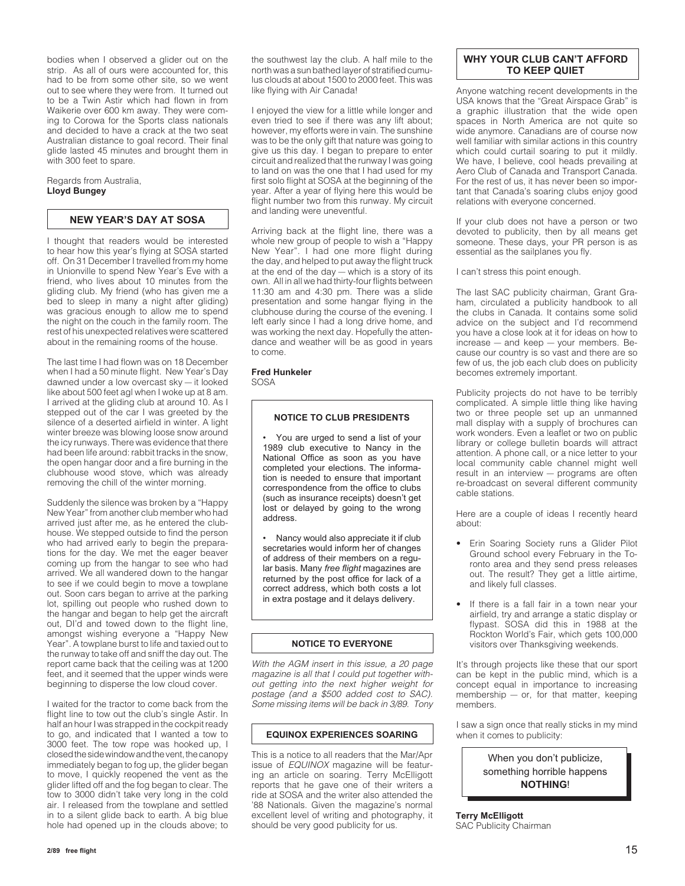bodies when I observed a glider out on the strip. As all of ours were accounted for, this had to be from some other site, so we went out to see where they were from. It turned out to be a Twin Astir which had flown in from Waikerie over 600 km away. They were coming to Corowa for the Sports class nationals and decided to have a crack at the two seat Australian distance to goal record. Their final glide lasted 45 minutes and brought them in with 300 feet to spare.

Regards from Australia,
**Lloyd Bungey**

## NEW YEAR'S DAY AT SOSA

I thought that readers would be interested to hear how this year's flying at SOSA started off. On 31 December I travelled from my home in Unionville to spend New Year's Eve with a friend, who lives about 10 minutes from the gliding club. My friend (who has given me a bed to sleep in many a night after gliding) was gracious enough to allow me to spend the night on the couch in the family room. The rest of his unexpected relatives were scattered about in the remaining rooms of the house.

The last time I had flown was on 18 December when I had a 50 minute flight. New Year's Day dawned under a low overcast sky — it looked like about 500 feet agl when I woke up at 8 am. I arrived at the gliding club at around 10. As I stepped out of the car I was greeted by the silence of a deserted airfield in winter. A light winter breeze was blowing loose snow around the icy runways. There was evidence that there had been life around: rabbit tracks in the snow, the open hangar door and a fire burning in the clubhouse wood stove, which was already removing the chill of the winter morning.

Suddenly the silence was broken by a "Happy New Year" from another club member who had arrived just after me, as he entered the clubhouse. We stepped outside to find the person who had arrived early to begin the preparations for the day. We met the eager beaver coming up from the hangar to see who had arrived. We all wandered down to the hangar to see if we could begin to move a towplane out. Soon cars began to arrive at the parking lot, spilling out people who rushed down to the hangar and began to help get the aircraft out, DI'd and towed down to the flight line, amongst wishing everyone a "Happy New Year". A towplane burst to life and taxied out to the runway to take off and sniff the day out. The report came back that the ceiling was at 1200 feet, and it seemed that the upper winds were beginning to disperse the low cloud cover.

I waited for the tractor to come back from the flight line to tow out the club's single Astir. In half an hour I was strapped in the cockpit ready to go, and indicated that I wanted a tow to 3000 feet. The tow rope was hooked up, I closed the side window and the vent, the canopy immediately began to fog up, the glider began to move, I quickly reopened the vent as the glider lifted off and the fog began to clear. The tow to 3000 didn't take very long in the cold air. I released from the towplane and settled in to a silent glide back to earth. A big blue hole had opened up in the clouds above; to the southwest lay the club. A half mile to the north was a sun bathed layer of stratified cumulus clouds at about 1500 to 2000 feet. This was like flying with Air Canada!

I enjoyed the view for a little while longer and even tried to see if there was any lift about; however, my efforts were in vain. The sunshine was to be the only gift that nature was going to give us this day. I began to prepare to enter circuit and realized that the runway I was going to land on was the one that I had used for my first solo flight at SOSA at the beginning of the year. After a year of flying here this would be flight number two from this runway. My circuit and landing were uneventful.

Arriving back at the flight line, there was a whole new group of people to wish a "Happy New Year". I had one more flight during the day, and helped to put away the flight truck at the end of the day — which is a story of its own. All in all we had thirty-four flights between 11:30 am and 4:30 pm. There was a slide presentation and some hangar flying in the clubhouse during the course of the evening. I left early since I had a long drive home, and was working the next day. Hopefully the attendance and weather will be as good in years to come.

**Fred Hunkeler**
SOSA

### NOTICE TO CLUB PRESIDENTS

- You are urged to send a list of your 1989 club executive to Nancy in the National Office as soon as you have completed your elections. The information is needed to ensure that important correspondence from the office to clubs (such as insurance receipts) doesn't get lost or delayed by going to the wrong address.
- Nancy would also appreciate it if club secretaries would inform her of changes of address of their members on a regular basis. Many *free flight* magazines are returned by the post office for lack of a correct address, which both costs a lot in extra postage and it delays delivery.

### NOTICE TO EVERYONE

*With the AGM insert in this issue, a 20 page magazine is all that I could put together without getting into the next higher weight for postage (and a $500 added cost to SAC). Some missing items will be back in 3/89. Tony*

### EQUINOX EXPERIENCES SOARING

This is a notice to all readers that the Mar/Apr issue of *EQUINOX* magazine will be featuring an article on soaring. Terry McElligott reports that he gave one of their writers a ride at SOSA and the writer also attended the '88 Nationals. Given the magazine's normal excellent level of writing and photography, it should be very good publicity for us.

## WHY YOUR CLUB CAN'T AFFORD TO KEEP QUIET

Anyone watching recent developments in the USA knows that the "Great Airspace Grab" is a graphic illustration that the wide open spaces in North America are not quite so wide anymore. Canadians are of course now well familiar with similar actions in this country which could curtail soaring to put it mildly. We have, I believe, cool heads prevailing at Aero Club of Canada and Transport Canada. For the rest of us, it has never been so important that Canada's soaring clubs enjoy good relations with everyone concerned.

If your club does not have a person or two devoted to publicity, then by all means get someone. These days, your PR person is as essential as the sailplanes you fly.

I can't stress this point enough.

The last SAC publicity chairman, Grant Graham, circulated a publicity handbook to all the clubs in Canada. It contains some solid advice on the subject and I'd recommend you have a close look at it for ideas on how to increase — and keep — your members. Because our country is so vast and there are so few of us, the job each club does on publicity becomes extremely important.

Publicity projects do not have to be terribly complicated. A simple little thing like having two or three people set up an unmanned mall display with a supply of brochures can work wonders. Even a leaflet or two on public library or college bulletin boards will attract attention. A phone call, or a nice letter to your local community cable channel might well result in an interview — programs are often re-broadcast on several different community cable stations.

Here are a couple of ideas I recently heard about:

- Erin Soaring Society runs a Glider Pilot Ground school every February in the Toronto area and they send press releases out. The result? They get a little airtime, and likely full classes.
- If there is a fall fair in a town near your airfield, try and arrange a static display or flypast. SOSA did this in 1988 at the Rockton World's Fair, which gets 100,000 visitors over Thanksgiving weekends.

It's through projects like these that our sport can be kept in the public mind, which is a concept equal in importance to increasing membership — or, for that matter, keeping members.

I saw a sign once that really sticks in my mind when it comes to publicity:

> When you don't publicize,
> something horrible happens
> **NOTHING**!

**Terry McElligott**
SAC Publicity Chairman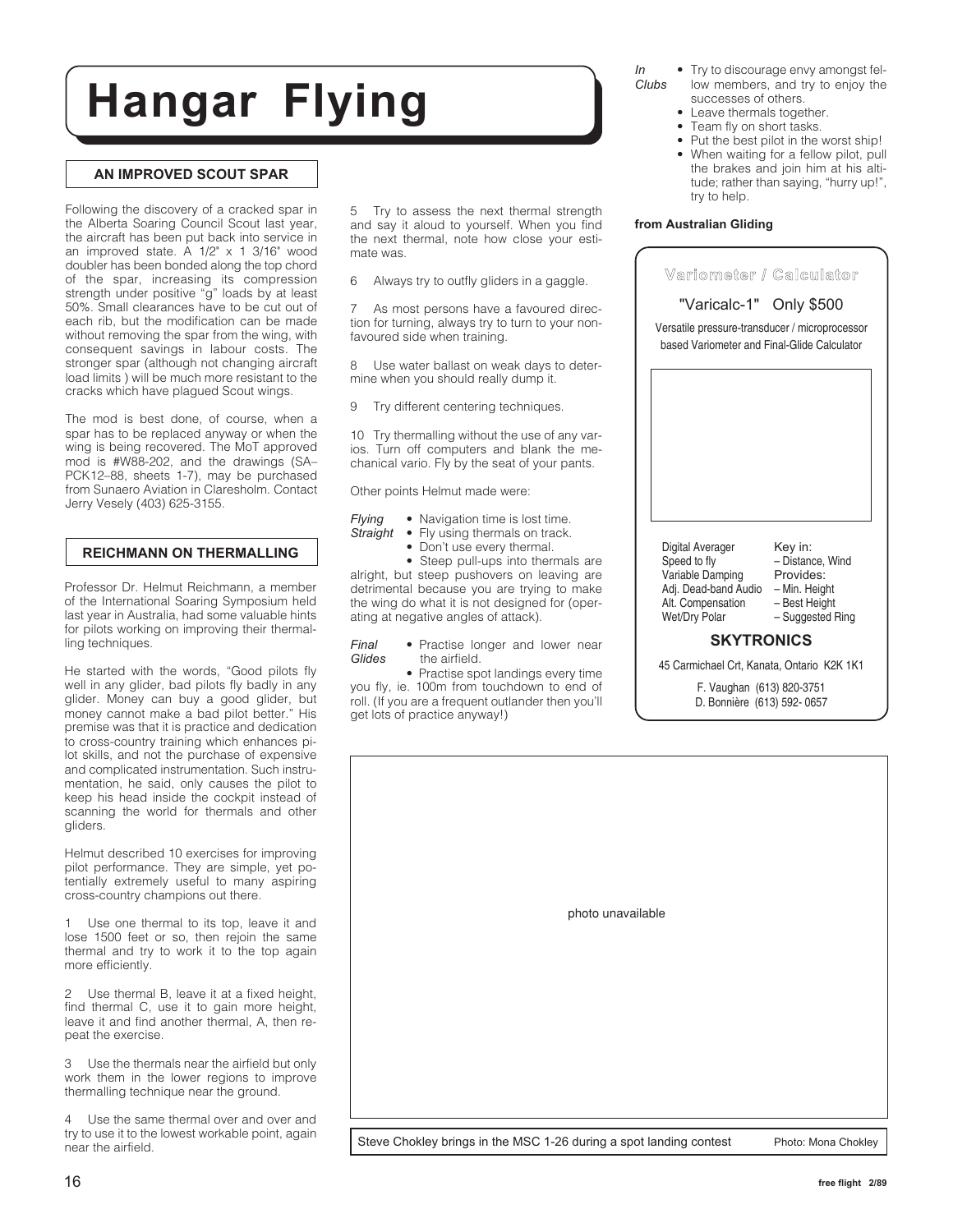# Hangar Flying

### AN IMPROVED SCOUT SPAR

Following the discovery of a cracked spar in the Alberta Soaring Council Scout last year, the aircraft has been put back into service in an improved state. A 1/2" x 1 3/16" wood doubler has been bonded along the top chord of the spar, increasing its compression strength under positive "g" loads by at least 50%. Small clearances have to be cut out of each rib, but the modification can be made without removing the spar from the wing, with consequent savings in labour costs. The stronger spar (although not changing aircraft load limits ) will be much more resistant to the cracks which have plagued Scout wings.

The mod is best done, of course, when a spar has to be replaced anyway or when the wing is being recovered. The MoT approved mod is #W88-202, and the drawings (SA–PCK12–88, sheets 1-7), may be purchased from Sunaero Aviation in Claresholm. Contact Jerry Vesely (403) 625-3155.

### REICHMANN ON THERMALLING

Professor Dr. Helmut Reichmann, a member of the International Soaring Symposium held last year in Australia, had some valuable hints for pilots working on improving their thermalling techniques.

He started with the words, "Good pilots fly well in any glider, bad pilots fly badly in any glider. Money can buy a good glider, but money cannot make a bad pilot better." His premise was that it is practice and dedication to cross-country training which enhances pilot skills, and not the purchase of expensive and complicated instrumentation. Such instrumentation, he said, only causes the pilot to keep his head inside the cockpit instead of scanning the world for thermals and other gliders.

Helmut described 10 exercises for improving pilot performance. They are simple, yet potentially extremely useful to many aspiring cross-country champions out there.

1 Use one thermal to its top, leave it and lose 1500 feet or so, then rejoin the same thermal and try to work it to the top again more efficiently.

2 Use thermal B, leave it at a fixed height, find thermal C, use it to gain more height, leave it and find another thermal, A, then repeat the exercise.

3 Use the thermals near the airfield but only work them in the lower regions to improve thermalling technique near the ground.

4 Use the same thermal over and over and try to use it to the lowest workable point, again near the airfield.

5 Try to assess the next thermal strength and say it aloud to yourself. When you find the next thermal, note how close your estimate was.

6 Always try to outfly gliders in a gaggle.

7 As most persons have a favoured direction for turning, always try to turn to your non-favoured side when training.

8 Use water ballast on weak days to determine when you should really dump it.

9 Try different centering techniques.

10 Try thermalling without the use of any varios. Turn off computers and blank the mechanical vario. Fly by the seat of your pants.

Other points Helmut made were:

*Flying Straight*
- Navigation time is lost time.
- Fly using thermals on track.
- Don't use every thermal.
- Steep pull-ups into thermals are alright, but steep pushovers on leaving are detrimental because you are trying to make the wing do what it is not designed for (operating at negative angles of attack).

*Final Glides*
- Practise longer and lower near the airfield.
- Practise spot landings every time you fly, ie. 100m from touchdown to end of roll. (If you are a frequent outlander then you'll get lots of practice anyway!)

*In Clubs*
- Try to discourage envy amongst fellow members, and try to enjoy the successes of others.
- Leave thermals together.
- Team fly on short tasks.
- Put the best pilot in the worst ship!
- When waiting for a fellow pilot, pull the brakes and join him at his altitude; rather than saying, "hurry up!", try to help.

**from Australian Gliding**

---

**Variometer / Calculator**

"Varicalc-1" Only $500

Versatile pressure-transducer / microprocessor based Variometer and Final-Glide Calculator

| | |
|---|---|
| Digital Averager | Key in: |
| Speed to fly | – Distance, Wind |
| Variable Damping | Provides: |
| Adj. Dead-band Audio | – Min. Height |
| Alt. Compensation | – Best Height |
| Wet/Dry Polar | – Suggested Ring |

**SKYTRONICS**

45 Carmichael Crt, Kanata, Ontario K2K 1K1

F. Vaughan (613) 820-3751
D. Bonnière (613) 592- 0657

---

photo unavailable

Steve Chokley brings in the MSC 1-26 during a spot landing contest — Photo: Mona Chokley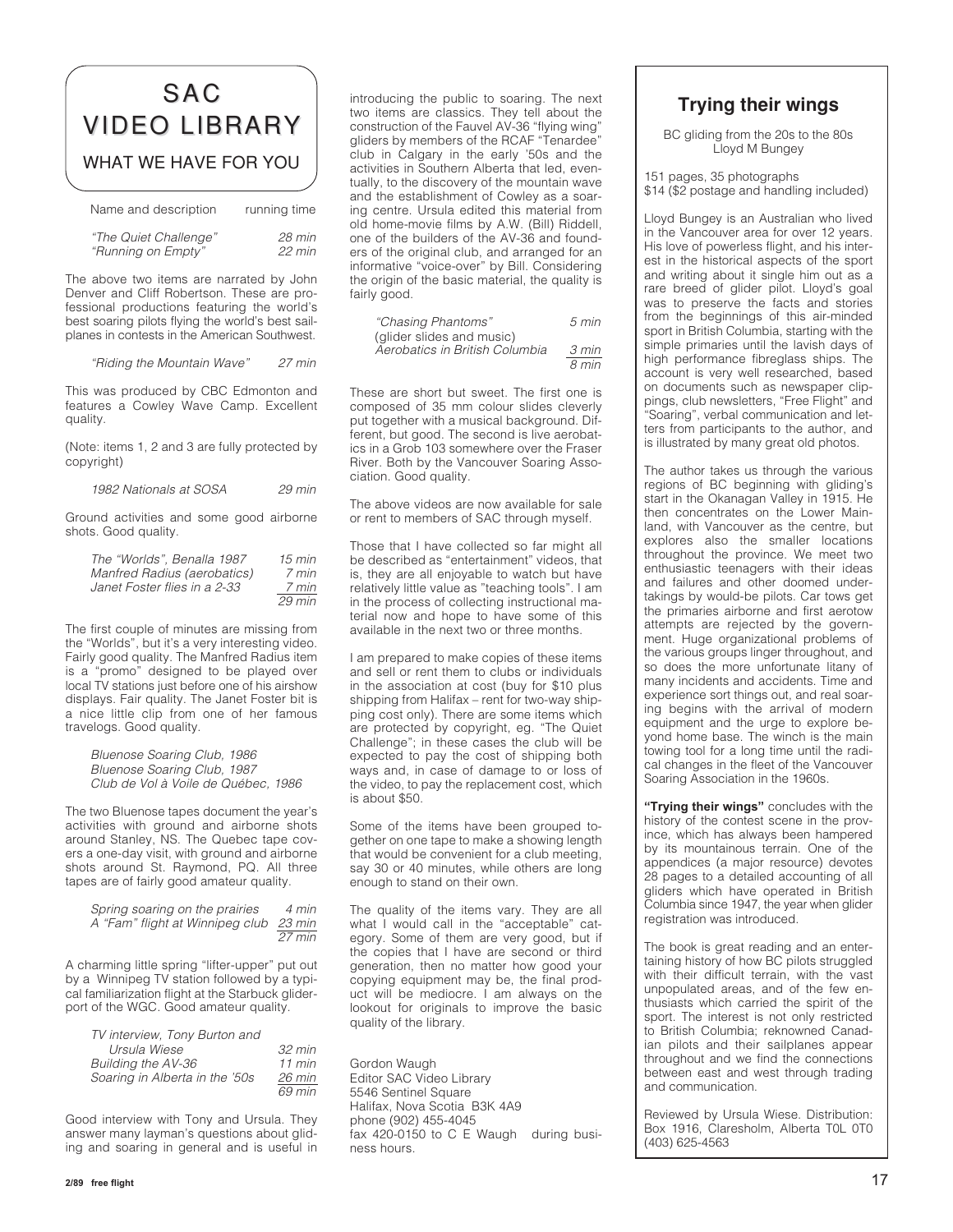# SAC VIDEO LIBRARY

## WHAT WE HAVE FOR YOU

| Name and description | running time |
| --- | --- |
| *"The Quiet Challenge"* | *28 min* |
| *"Running on Empty"* | *22 min* |

The above two items are narrated by John Denver and Cliff Robertson. These are professional productions featuring the world's best soaring pilots flying the world's best sailplanes in contests in the American Southwest.

| | |
| --- | --- |
| *"Riding the Mountain Wave"* | *27 min* |

This was produced by CBC Edmonton and features a Cowley Wave Camp. Excellent quality.

(Note: items 1, 2 and 3 are fully protected by copyright)

| | |
| --- | --- |
| *1982 Nationals at SOSA* | *29 min* |

Ground activities and some good airborne shots. Good quality.

| | |
| --- | --- |
| *The "Worlds", Benalla 1987* | *15 min* |
| *Manfred Radius (aerobatics)* | *7 min* |
| *Janet Foster flies in a 2-33* | *7 min* |
| | *29 min* |

The first couple of minutes are missing from the "Worlds", but it's a very interesting video. Fairly good quality. The Manfred Radius item is a "promo" designed to be played over local TV stations just before one of his airshow displays. Fair quality. The Janet Foster bit is a nice little clip from one of her famous travelogs. Good quality.

*Bluenose Soaring Club, 1986*
*Bluenose Soaring Club, 1987*
*Club de Vol à Voile de Québec, 1986*

The two Bluenose tapes document the year's activities with ground and airborne shots around Stanley, NS. The Quebec tape covers a one-day visit, with ground and airborne shots around St. Raymond, PQ. All three tapes are of fairly good amateur quality.

| | |
| --- | --- |
| *Spring soaring on the prairies* | *4 min* |
| *A "Fam" flight at Winnipeg club* | *23 min* |
| | *27 min* |

A charming little spring "lifter-upper" put out by a Winnipeg TV station followed by a typical familiarization flight at the Starbuck gliderport of the WGC. Good amateur quality.

| | |
| --- | --- |
| *TV interview, Tony Burton and Ursula Wiese* | *32 min* |
| *Building the AV-36* | *11 min* |
| *Soaring in Alberta in the '50s* | *26 min* |
| | *69 min* |

Good interview with Tony and Ursula. They answer many layman's questions about gliding and soaring in general and is useful in introducing the public to soaring. The next two items are classics. They tell about the construction of the Fauvel AV-36 "flying wing" gliders by members of the RCAF "Tenardee" club in Calgary in the early '50s and the activities in Southern Alberta that led, eventually, to the discovery of the mountain wave and the establishment of Cowley as a soaring centre. Ursula edited this material from old home-movie films by A.W. (Bill) Riddell, one of the builders of the AV-36 and founders of the original club, and arranged for an informative "voice-over" by Bill. Considering the origin of the basic material, the quality is fairly good.

| | |
| --- | --- |
| *"Chasing Phantoms"* (glider slides and music) | *5 min* |
| *Aerobatics in British Columbia* | *3 min* |
| | *8 min* |

These are short but sweet. The first one is composed of 35 mm colour slides cleverly put together with a musical background. Different, but good. The second is live aerobatics in a Grob 103 somewhere over the Fraser River. Both by the Vancouver Soaring Association. Good quality.

The above videos are now available for sale or rent to members of SAC through myself.

Those that I have collected so far might all be described as "entertainment" videos, that is, they are all enjoyable to watch but have relatively little value as "teaching tools". I am in the process of collecting instructional material now and hope to have some of this available in the next two or three months.

I am prepared to make copies of these items and sell or rent them to clubs or individuals in the association at cost (buy for $10 plus shipping from Halifax – rent for two-way shipping cost only). There are some items which are protected by copyright, eg. "The Quiet Challenge"; in these cases the club will be expected to pay the cost of shipping both ways and, in case of damage to or loss of the video, to pay the replacement cost, which is about $50.

Some of the items have been grouped together on one tape to make a showing length that would be convenient for a club meeting, say 30 or 40 minutes, while others are long enough to stand on their own.

The quality of the items vary. They are all what I would call in the "acceptable" category. Some of them are very good, but if the copies that I have are second or third generation, then no matter how good your copying equipment may be, the final product will be mediocre. I am always on the lookout for originals to improve the basic quality of the library.

Gordon Waugh
Editor SAC Video Library
5546 Sentinel Square
Halifax, Nova Scotia B3K 4A9
phone (902) 455-4045
fax 420-0150 to C E Waugh during business hours.

## Trying their wings

BC gliding from the 20s to the 80s
Lloyd M Bungey

151 pages, 35 photographs
$14 ($2 postage and handling included)

Lloyd Bungey is an Australian who lived in the Vancouver area for over 12 years. His love of powerless flight, and his interest in the historical aspects of the sport and writing about it single him out as a rare breed of glider pilot. Lloyd's goal was to preserve the facts and stories from the beginnings of this air-minded sport in British Columbia, starting with the simple primaries until the lavish days of high performance fibreglass ships. The account is very well researched, based on documents such as newspaper clippings, club newsletters, "Free Flight" and "Soaring", verbal communication and letters from participants to the author, and is illustrated by many great old photos.

The author takes us through the various regions of BC beginning with gliding's start in the Okanagan Valley in 1915. He then concentrates on the Lower Mainland, with Vancouver as the centre, but explores also the smaller locations throughout the province. We meet two enthusiastic teenagers with their ideas and failures and other doomed undertakings by would-be pilots. Car tows get the primaries airborne and first aerotow attempts are rejected by the government. Huge organizational problems of the various groups linger throughout, and so does the more unfortunate litany of many incidents and accidents. Time and experience sort things out, and real soaring begins with the arrival of modern equipment and the urge to explore beyond home base. The winch is the main towing tool for a long time until the radical changes in the fleet of the Vancouver Soaring Association in the 1960s.

**"Trying their wings"** concludes with the history of the contest scene in the province, which has always been hampered by its mountainous terrain. One of the appendices (a major resource) devotes 28 pages to a detailed accounting of all gliders which have operated in British Columbia since 1947, the year when glider registration was introduced.

The book is great reading and an entertaining history of how BC pilots struggled with their difficult terrain, with the vast unpopulated areas, and of the few enthusiasts which carried the spirit of the sport. The interest is not only restricted to British Columbia; reknowned Canadian pilots and their sailplanes appear throughout and we find the connections between east and west through trading and communication.

Reviewed by Ursula Wiese. Distribution: Box 1916, Claresholm, Alberta T0L 0T0 (403) 625-4563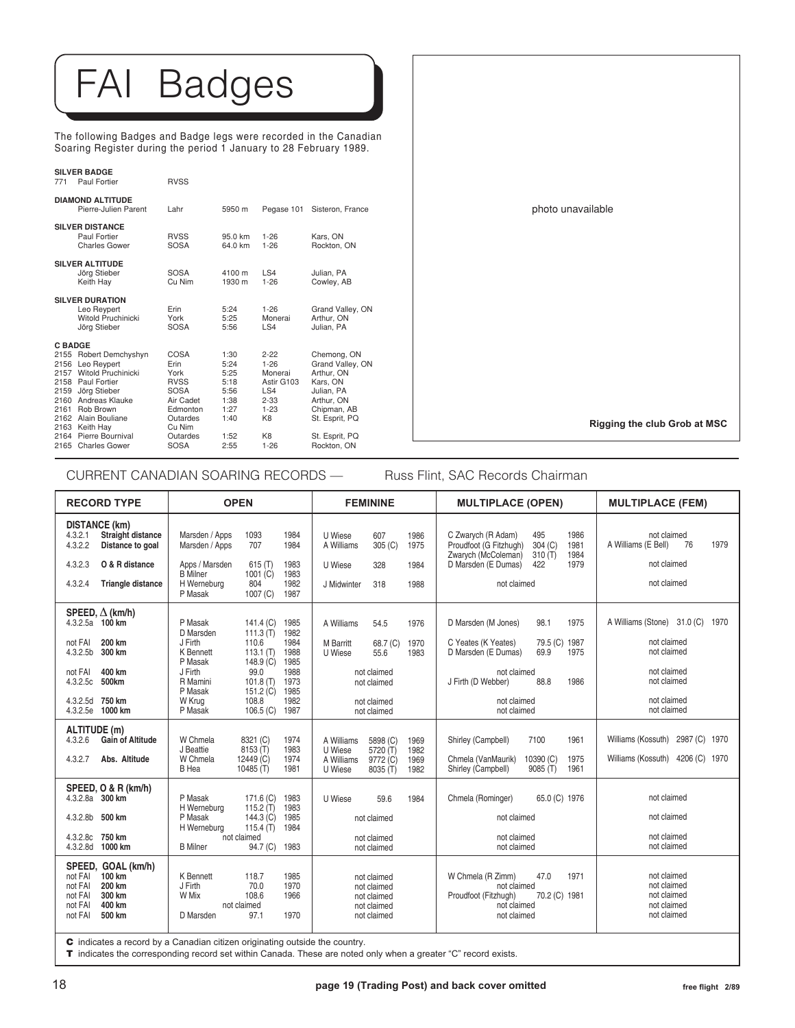# FAI Badges

The following Badges and Badge legs were recorded in the Canadian Soaring Register during the period 1 January to 28 February 1989.

**SILVER BADGE**

| | | | | | |
|---|---|---|---|---|---|
| 771 | Paul Fortier | RVSS | | | |

**DIAMOND ALTITUDE**

| | | | | |
|---|---|---|---|---|
| Pierre-Julien Parent | Lahr | 5950 m | Pegase 101 | Sisteron, France |

**SILVER DISTANCE**

| | | | | |
|---|---|---|---|---|
| Paul Fortier | RVSS | 95.0 km | 1-26 | Kars, ON |
| Charles Gower | SOSA | 64.0 km | 1-26 | Rockton, ON |

**SILVER ALTITUDE**

| | | | | |
|---|---|---|---|---|
| Jörg Stieber | SOSA | 4100 m | LS4 | Julian, PA |
| Keith Hay | Cu Nim | 1930 m | 1-26 | Cowley, AB |

**SILVER DURATION**

| | | | | |
|---|---|---|---|---|
| Leo Reypert | Erin | 5:24 | 1-26 | Grand Valley, ON |
| Witold Pruchinicki | York | 5:25 | Monerai | Arthur, ON |
| Jörg Stieber | SOSA | 5:56 | LS4 | Julian, PA |

**C BADGE**

| | | | | | |
|---|---|---|---|---|---|
| 2155 | Robert Demchyshyn | COSA | 1:30 | 2-22 | Chemong, ON |
| 2156 | Leo Reypert | Erin | 5:24 | 1-26 | Grand Valley, ON |
| 2157 | Witold Pruchinicki | York | 5:25 | Monerai | Arthur, ON |
| 2158 | Paul Fortier | RVSS | 5:18 | Astir G103 | Kars, ON |
| 2159 | Jörg Stieber | SOSA | 5:56 | LS4 | Julian, PA |
| 2160 | Andreas Klauke | Air Cadet | 1:38 | 2-33 | Arthur, ON |
| 2161 | Rob Brown | Edmonton | 1:27 | 1-23 | Chipman, AB |
| 2162 | Alain Bouliane | Outardes | 1:40 | K8 | St. Esprit, PQ |
| 2163 | Keith Hay | Cu Nim | | | |
| 2164 | Pierre Bournival | Outardes | 1:52 | K8 | St. Esprit, PQ |
| 2165 | Charles Gower | SOSA | 2:55 | 1-26 | Rockton, ON |

photo unavailable

**Rigging the club Grob at MSC**

## CURRENT CANADIAN SOARING RECORDS — Russ Flint, SAC Records Chairman

| RECORD TYPE | OPEN | FEMININE | MULTIPLACE (OPEN) | MULTIPLACE (FEM) |
|---|---|---|---|---|
| **DISTANCE (km)** | | | | |
| 4.3.2.1 **Straight distance** | Marsden / Apps 1093 1984 | U Wiese 607 1986 | C Zwarych (R Adam) 495 1986 | not claimed |
| 4.3.2.2 **Distance to goal** | Marsden / Apps 707 1984 | A Williams 305 (C) 1975 | Proudfoot (G Fitzhugh) 304 (C) 1981; Zwarych (McColeman) 310 (T) 1984 | A Williams (E Bell) 76 1979 |
| 4.3.2.3 **O & R distance** | Apps / Marsden 615 (T) 1983; B Milner 1001 (C) 1983 | U Wiese 328 1984 | D Marsden (E Dumas) 422 1979 | not claimed |
| 4.3.2.4 **Triangle distance** | H Werneburg 804 1982; P Masak 1007 (C) 1987 | J Midwinter 318 1988 | not claimed | not claimed |
| **SPEED, Δ (km/h)** | | | | |
| 4.3.2.5a **100 km** | P Masak 141.4 (C) 1985; D Marsden 111.3 (T) 1982 | A Williams 54.5 1976 | D Marsden (M Jones) 98.1 1975 | A Williams (Stone) 31.0 (C) 1970 |
| not FAI **200 km** | J Firth 110.6 1984 | M Barritt 68.7 (C) 1970 | C Yeates (K Yeates) 79.5 (C) 1987 | not claimed |
| 4.3.2.5b **300 km** | K Bennett 113.1 (T) 1988; P Masak 148.9 (C) 1985 | U Wiese 55.6 1983 | D Marsden (E Dumas) 69.9 1975 | not claimed |
| not FAI **400 km** | J Firth 99.0 1988 | not claimed | not claimed | not claimed |
| 4.3.2.5c **500km** | R Mamini 101.8 (T) 1973; P Masak 151.2 (C) 1985 | not claimed | J Firth (D Webber) 88.8 1986 | not claimed |
| 4.3.2.5d **750 km** | W Krug 108.8 1982 | not claimed | not claimed | not claimed |
| 4.3.2.5e **1000 km** | P Masak 106.5 (C) 1987 | not claimed | not claimed | not claimed |
| **ALTITUDE (m)** | | | | |
| 4.3.2.6 **Gain of Altitude** | W Chmela 8321 (C) 1974; J Beattie 8153 (T) 1983 | A Williams 5898 (C) 1969; U Wiese 5720 (T) 1982 | Shirley (Campbell) 7100 1961 | Williams (Kossuth) 2987 (C) 1970 |
| 4.3.2.7 **Abs. Altitude** | W Chmela 12449 (C) 1974; B Hea 10485 (T) 1981 | A Williams 9772 (C) 1969; U Wiese 8035 (T) 1982 | Chmela (VanMaurik) 10390 (C) 1975; Shirley (Campbell) 9085 (T) 1961 | Williams (Kossuth) 4206 (C) 1970 |
| **SPEED, O & R (km/h)** | | | | |
| 4.3.2.8a **300 km** | P Masak 171.6 (C) 1983; H Werneburg 115.2 (T) 1983 | U Wiese 59.6 1984 | Chmela (Rominger) 65.0 (C) 1976 | not claimed |
| 4.3.2.8b **500 km** | P Masak 144.3 (C) 1985; H Werneburg 115.4 (T) 1984 | not claimed | not claimed | not claimed |
| 4.3.2.8c **750 km** | not claimed | not claimed | not claimed | not claimed |
| 4.3.2.8d **1000 km** | B Milner 94.7 (C) 1983 | not claimed | not claimed | not claimed |
| **SPEED, GOAL (km/h)** | | | | |
| not FAI **100 km** | K Bennett 118.7 1985 | not claimed | W Chmela (R Zimm) 47.0 1971 | not claimed |
| not FAI **200 km** | J Firth 70.0 1970 | not claimed | not claimed | not claimed |
| not FAI **300 km** | W Mix 108.6 1966 | not claimed | Proudfoot (Fitzhugh) 70.2 (C) 1981 | not claimed |
| not FAI **400 km** | not claimed | not claimed | not claimed | not claimed |
| not FAI **500 km** | D Marsden 97.1 1970 | not claimed | not claimed | not claimed |

**C** indicates a record by a Canadian citizen originating outside the country.
**T** indicates the corresponding record set within Canada. These are noted only when a greater "C" record exists.

**page 19 (Trading Post) and back cover omitted**